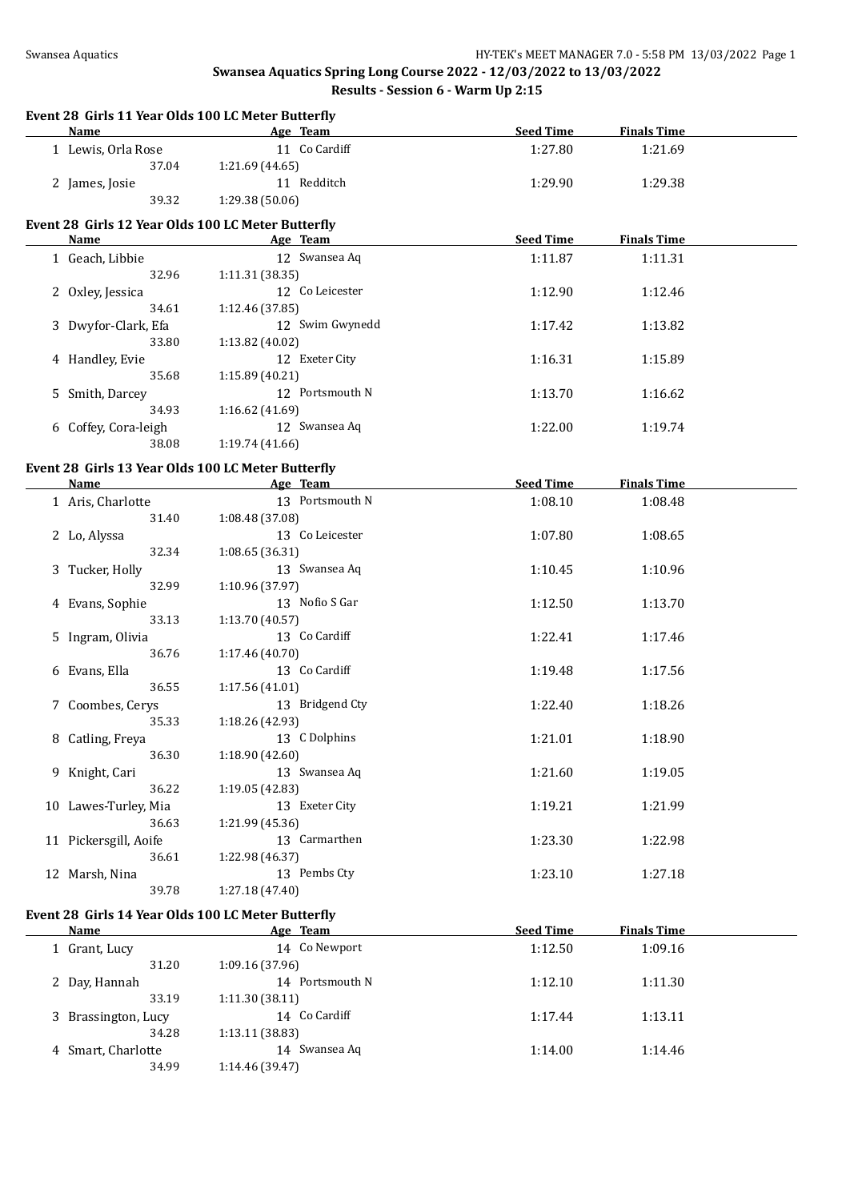## Swansea Aquatics Spring Long Course 2022 - 12/03/2022 to 13/03/2022

### Results - Session 6 - Warm Up 2:15

#### Event 28 Girls 11 Year Olds 100 LC Meter Butterfly

| Name | Age | Team | Seed Time | Finals Time |
|---|---|---|---|---|
| 1 Lewis, Orla Rose | 11 | Co Cardiff | 1:27.80 | 1:21.69 |
| 37.04 | 1:21.69 (44.65) | | | |
| 2 James, Josie | 11 | Redditch | 1:29.90 | 1:29.38 |
| 39.32 | 1:29.38 (50.06) | | | |

#### Event 28 Girls 12 Year Olds 100 LC Meter Butterfly

| Name | Age | Team | Seed Time | Finals Time |
|---|---|---|---|---|
| 1 Geach, Libbie | 12 | Swansea Aq | 1:11.87 | 1:11.31 |
| 32.96 | 1:11.31 (38.35) | | | |
| 2 Oxley, Jessica | 12 | Co Leicester | 1:12.90 | 1:12.46 |
| 34.61 | 1:12.46 (37.85) | | | |
| 3 Dwyfor-Clark, Efa | 12 | Swim Gwynedd | 1:17.42 | 1:13.82 |
| 33.80 | 1:13.82 (40.02) | | | |
| 4 Handley, Evie | 12 | Exeter City | 1:16.31 | 1:15.89 |
| 35.68 | 1:15.89 (40.21) | | | |
| 5 Smith, Darcey | 12 | Portsmouth N | 1:13.70 | 1:16.62 |
| 34.93 | 1:16.62 (41.69) | | | |
| 6 Coffey, Cora-leigh | 12 | Swansea Aq | 1:22.00 | 1:19.74 |
| 38.08 | 1:19.74 (41.66) | | | |

#### Event 28 Girls 13 Year Olds 100 LC Meter Butterfly

| Name | Age | Team | Seed Time | Finals Time |
|---|---|---|---|---|
| 1 Aris, Charlotte | 13 | Portsmouth N | 1:08.10 | 1:08.48 |
| 31.40 | 1:08.48 (37.08) | | | |
| 2 Lo, Alyssa | 13 | Co Leicester | 1:07.80 | 1:08.65 |
| 32.34 | 1:08.65 (36.31) | | | |
| 3 Tucker, Holly | 13 | Swansea Aq | 1:10.45 | 1:10.96 |
| 32.99 | 1:10.96 (37.97) | | | |
| 4 Evans, Sophie | 13 | Nofio S Gar | 1:12.50 | 1:13.70 |
| 33.13 | 1:13.70 (40.57) | | | |
| 5 Ingram, Olivia | 13 | Co Cardiff | 1:22.41 | 1:17.46 |
| 36.76 | 1:17.46 (40.70) | | | |
| 6 Evans, Ella | 13 | Co Cardiff | 1:19.48 | 1:17.56 |
| 36.55 | 1:17.56 (41.01) | | | |
| 7 Coombes, Cerys | 13 | Bridgend Cty | 1:22.40 | 1:18.26 |
| 35.33 | 1:18.26 (42.93) | | | |
| 8 Catling, Freya | 13 | C Dolphins | 1:21.01 | 1:18.90 |
| 36.30 | 1:18.90 (42.60) | | | |
| 9 Knight, Cari | 13 | Swansea Aq | 1:21.60 | 1:19.05 |
| 36.22 | 1:19.05 (42.83) | | | |
| 10 Lawes-Turley, Mia | 13 | Exeter City | 1:19.21 | 1:21.99 |
| 36.63 | 1:21.99 (45.36) | | | |
| 11 Pickersgill, Aoife | 13 | Carmarthen | 1:23.30 | 1:22.98 |
| 36.61 | 1:22.98 (46.37) | | | |
| 12 Marsh, Nina | 13 | Pembs Cty | 1:23.10 | 1:27.18 |
| 39.78 | 1:27.18 (47.40) | | | |

#### Event 28 Girls 14 Year Olds 100 LC Meter Butterfly

| Name | Age | Team | Seed Time | Finals Time |
|---|---|---|---|---|
| 1 Grant, Lucy | 14 | Co Newport | 1:12.50 | 1:09.16 |
| 31.20 | 1:09.16 (37.96) | | | |
| 2 Day, Hannah | 14 | Portsmouth N | 1:12.10 | 1:11.30 |
| 33.19 | 1:11.30 (38.11) | | | |
| 3 Brassington, Lucy | 14 | Co Cardiff | 1:17.44 | 1:13.11 |
| 34.28 | 1:13.11 (38.83) | | | |
| 4 Smart, Charlotte | 14 | Swansea Aq | 1:14.00 | 1:14.46 |
| 34.99 | 1:14.46 (39.47) | | | |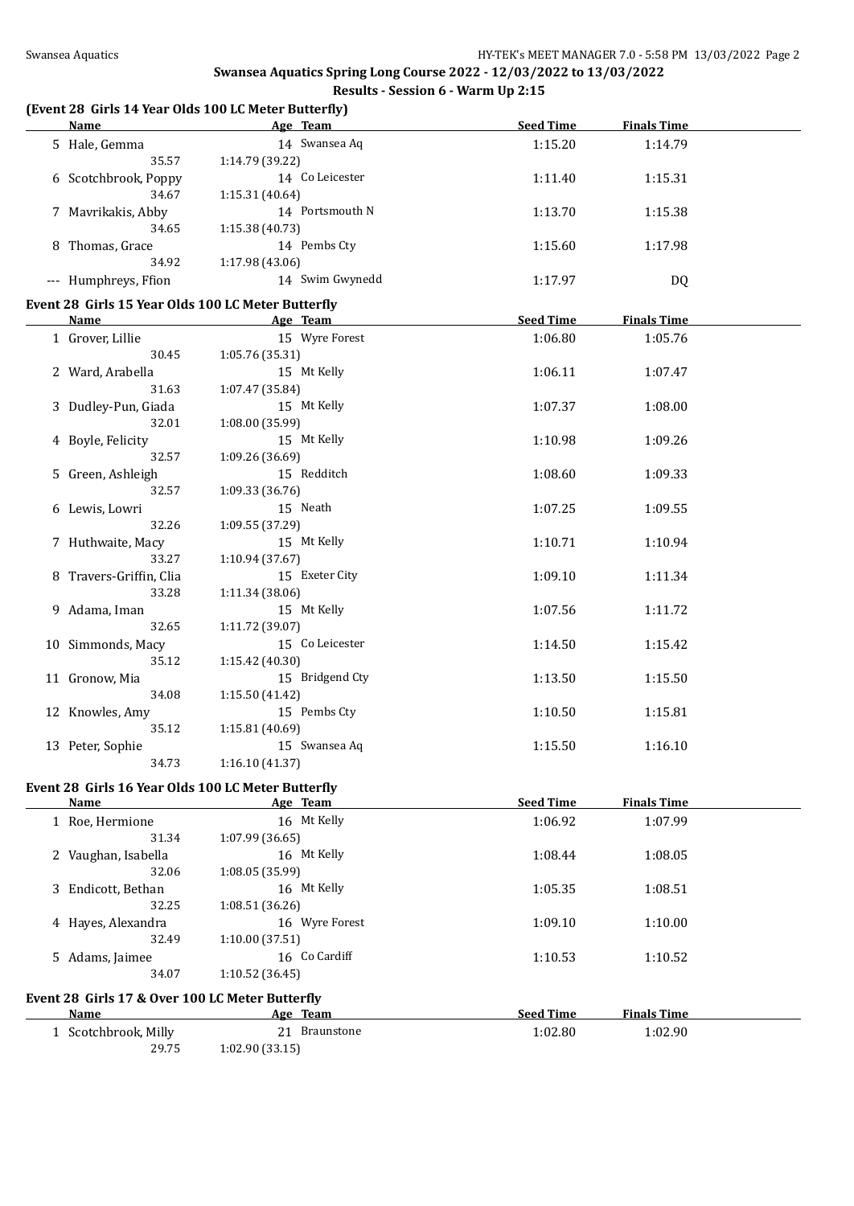## Swansea Aquatics Spring Long Course 2022 - 12/03/2022 to 13/03/2022

### Results - Session 6 - Warm Up 2:15

#### (Event 28 Girls 14 Year Olds 100 LC Meter Butterfly)

| | Name | Age | Team | Seed Time | Finals Time |
|---|---|---|---|---|---|
| 5 | Hale, Gemma | 14 | Swansea Aq | 1:15.20 | 1:14.79 |
| | 35.57 | 1:14.79 (39.22) | | | |
| 6 | Scotchbrook, Poppy | 14 | Co Leicester | 1:11.40 | 1:15.31 |
| | 34.67 | 1:15.31 (40.64) | | | |
| 7 | Mavrikakis, Abby | 14 | Portsmouth N | 1:13.70 | 1:15.38 |
| | 34.65 | 1:15.38 (40.73) | | | |
| 8 | Thomas, Grace | 14 | Pembs Cty | 1:15.60 | 1:17.98 |
| | 34.92 | 1:17.98 (43.06) | | | |
| --- | Humphreys, Ffion | 14 | Swim Gwynedd | 1:17.97 | DQ |

#### Event 28 Girls 15 Year Olds 100 LC Meter Butterfly

| | Name | Age | Team | Seed Time | Finals Time |
|---|---|---|---|---|---|
| 1 | Grover, Lillie | 15 | Wyre Forest | 1:06.80 | 1:05.76 |
| | 30.45 | 1:05.76 (35.31) | | | |
| 2 | Ward, Arabella | 15 | Mt Kelly | 1:06.11 | 1:07.47 |
| | 31.63 | 1:07.47 (35.84) | | | |
| 3 | Dudley-Pun, Giada | 15 | Mt Kelly | 1:07.37 | 1:08.00 |
| | 32.01 | 1:08.00 (35.99) | | | |
| 4 | Boyle, Felicity | 15 | Mt Kelly | 1:10.98 | 1:09.26 |
| | 32.57 | 1:09.26 (36.69) | | | |
| 5 | Green, Ashleigh | 15 | Redditch | 1:08.60 | 1:09.33 |
| | 32.57 | 1:09.33 (36.76) | | | |
| 6 | Lewis, Lowri | 15 | Neath | 1:07.25 | 1:09.55 |
| | 32.26 | 1:09.55 (37.29) | | | |
| 7 | Huthwaite, Macy | 15 | Mt Kelly | 1:10.71 | 1:10.94 |
| | 33.27 | 1:10.94 (37.67) | | | |
| 8 | Travers-Griffin, Clia | 15 | Exeter City | 1:09.10 | 1:11.34 |
| | 33.28 | 1:11.34 (38.06) | | | |
| 9 | Adama, Iman | 15 | Mt Kelly | 1:07.56 | 1:11.72 |
| | 32.65 | 1:11.72 (39.07) | | | |
| 10 | Simmonds, Macy | 15 | Co Leicester | 1:14.50 | 1:15.42 |
| | 35.12 | 1:15.42 (40.30) | | | |
| 11 | Gronow, Mia | 15 | Bridgend Cty | 1:13.50 | 1:15.50 |
| | 34.08 | 1:15.50 (41.42) | | | |
| 12 | Knowles, Amy | 15 | Pembs Cty | 1:10.50 | 1:15.81 |
| | 35.12 | 1:15.81 (40.69) | | | |
| 13 | Peter, Sophie | 15 | Swansea Aq | 1:15.50 | 1:16.10 |
| | 34.73 | 1:16.10 (41.37) | | | |

#### Event 28 Girls 16 Year Olds 100 LC Meter Butterfly

| | Name | Age | Team | Seed Time | Finals Time |
|---|---|---|---|---|---|
| 1 | Roe, Hermione | 16 | Mt Kelly | 1:06.92 | 1:07.99 |
| | 31.34 | 1:07.99 (36.65) | | | |
| 2 | Vaughan, Isabella | 16 | Mt Kelly | 1:08.44 | 1:08.05 |
| | 32.06 | 1:08.05 (35.99) | | | |
| 3 | Endicott, Bethan | 16 | Mt Kelly | 1:05.35 | 1:08.51 |
| | 32.25 | 1:08.51 (36.26) | | | |
| 4 | Hayes, Alexandra | 16 | Wyre Forest | 1:09.10 | 1:10.00 |
| | 32.49 | 1:10.00 (37.51) | | | |
| 5 | Adams, Jaimee | 16 | Co Cardiff | 1:10.53 | 1:10.52 |
| | 34.07 | 1:10.52 (36.45) | | | |

#### Event 28 Girls 17 & Over 100 LC Meter Butterfly

| | Name | Age | Team | Seed Time | Finals Time |
|---|---|---|---|---|---|
| 1 | Scotchbrook, Milly | 21 | Braunstone | 1:02.80 | 1:02.90 |
| | 29.75 | 1:02.90 (33.15) | | | |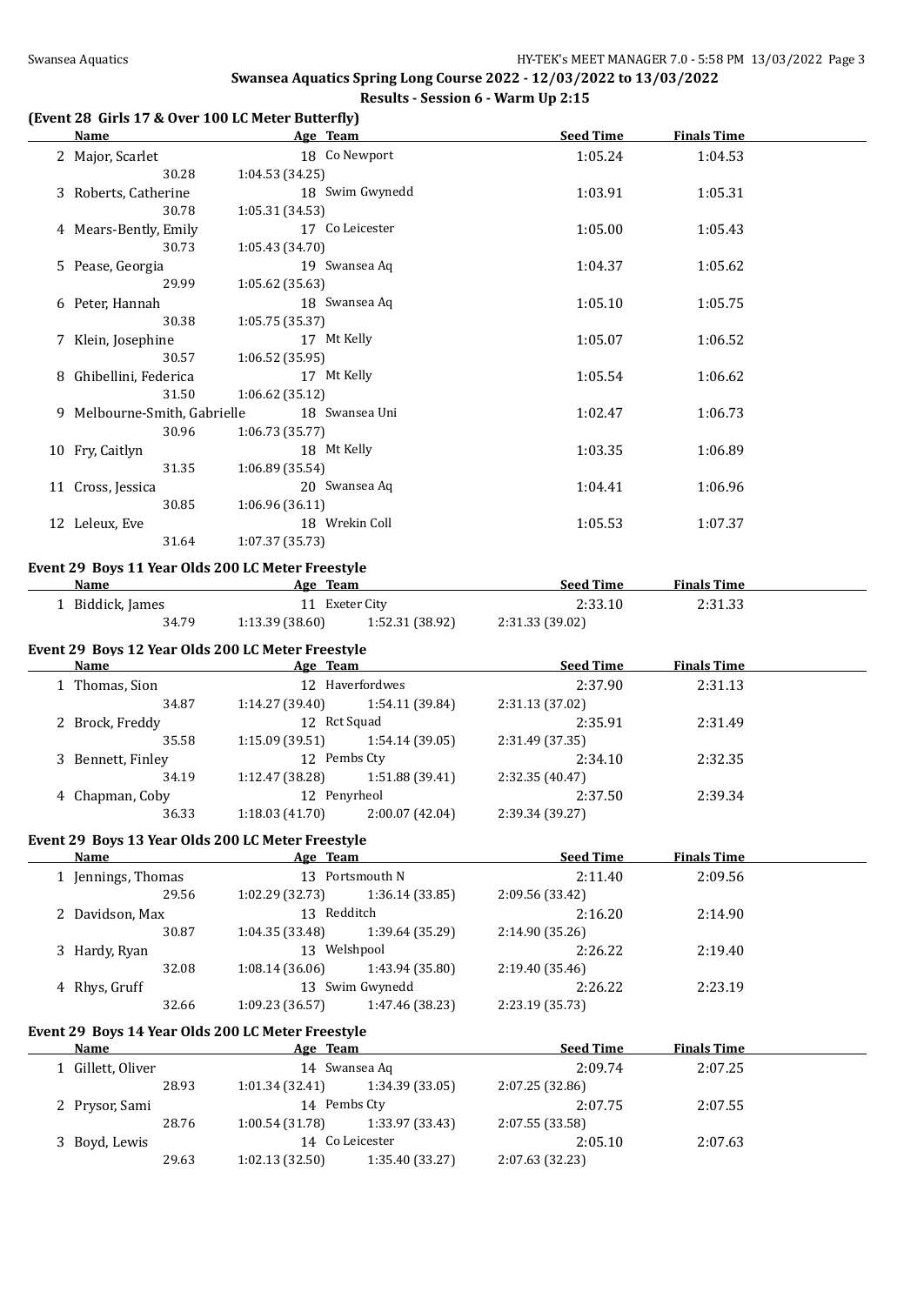## Swansea Aquatics Spring Long Course 2022 - 12/03/2022 to 13/03/2022

### Results - Session 6 - Warm Up 2:15

#### (Event 28 Girls 17 & Over 100 LC Meter Butterfly)

| | Name | Age | Team | Seed Time | Finals Time |
|---|---|---|---|---|---|
| 2 | Major, Scarlet | 18 | Co Newport | 1:05.24 | 1:04.53 |
| | 30.28 | 1:04.53 (34.25) | | | |
| 3 | Roberts, Catherine | 18 | Swim Gwynedd | 1:03.91 | 1:05.31 |
| | 30.78 | 1:05.31 (34.53) | | | |
| 4 | Mears-Bently, Emily | 17 | Co Leicester | 1:05.00 | 1:05.43 |
| | 30.73 | 1:05.43 (34.70) | | | |
| 5 | Pease, Georgia | 19 | Swansea Aq | 1:04.37 | 1:05.62 |
| | 29.99 | 1:05.62 (35.63) | | | |
| 6 | Peter, Hannah | 18 | Swansea Aq | 1:05.10 | 1:05.75 |
| | 30.38 | 1:05.75 (35.37) | | | |
| 7 | Klein, Josephine | 17 | Mt Kelly | 1:05.07 | 1:06.52 |
| | 30.57 | 1:06.52 (35.95) | | | |
| 8 | Ghibellini, Federica | 17 | Mt Kelly | 1:05.54 | 1:06.62 |
| | 31.50 | 1:06.62 (35.12) | | | |
| 9 | Melbourne-Smith, Gabrielle | 18 | Swansea Uni | 1:02.47 | 1:06.73 |
| | 30.96 | 1:06.73 (35.77) | | | |
| 10 | Fry, Caitlyn | 18 | Mt Kelly | 1:03.35 | 1:06.89 |
| | 31.35 | 1:06.89 (35.54) | | | |
| 11 | Cross, Jessica | 20 | Swansea Aq | 1:04.41 | 1:06.96 |
| | 30.85 | 1:06.96 (36.11) | | | |
| 12 | Leleux, Eve | 18 | Wrekin Coll | 1:05.53 | 1:07.37 |
| | 31.64 | 1:07.37 (35.73) | | | |

#### Event 29 Boys 11 Year Olds 200 LC Meter Freestyle

| | Name | Age | Team | | Seed Time | Finals Time |
|---|---|---|---|---|---|---|
| 1 | Biddick, James | 11 | Exeter City | | 2:33.10 | 2:31.33 |
| | 34.79 | 1:13.39 (38.60) | 1:52.31 (38.92) | 2:31.33 (39.02) | | |

#### Event 29 Boys 12 Year Olds 200 LC Meter Freestyle

| | Name | Age | Team | | Seed Time | Finals Time |
|---|---|---|---|---|---|---|
| 1 | Thomas, Sion | 12 | Haverfordwes | | 2:37.90 | 2:31.13 |
| | 34.87 | 1:14.27 (39.40) | 1:54.11 (39.84) | 2:31.13 (37.02) | | |
| 2 | Brock, Freddy | 12 | Rct Squad | | 2:35.91 | 2:31.49 |
| | 35.58 | 1:15.09 (39.51) | 1:54.14 (39.05) | 2:31.49 (37.35) | | |
| 3 | Bennett, Finley | 12 | Pembs Cty | | 2:34.10 | 2:32.35 |
| | 34.19 | 1:12.47 (38.28) | 1:51.88 (39.41) | 2:32.35 (40.47) | | |
| 4 | Chapman, Coby | 12 | Penyrheol | | 2:37.50 | 2:39.34 |
| | 36.33 | 1:18.03 (41.70) | 2:00.07 (42.04) | 2:39.34 (39.27) | | |

#### Event 29 Boys 13 Year Olds 200 LC Meter Freestyle

| | Name | Age | Team | | Seed Time | Finals Time |
|---|---|---|---|---|---|---|
| 1 | Jennings, Thomas | 13 | Portsmouth N | | 2:11.40 | 2:09.56 |
| | 29.56 | 1:02.29 (32.73) | 1:36.14 (33.85) | 2:09.56 (33.42) | | |
| 2 | Davidson, Max | 13 | Redditch | | 2:16.20 | 2:14.90 |
| | 30.87 | 1:04.35 (33.48) | 1:39.64 (35.29) | 2:14.90 (35.26) | | |
| 3 | Hardy, Ryan | 13 | Welshpool | | 2:26.22 | 2:19.40 |
| | 32.08 | 1:08.14 (36.06) | 1:43.94 (35.80) | 2:19.40 (35.46) | | |
| 4 | Rhys, Gruff | 13 | Swim Gwynedd | | 2:26.22 | 2:23.19 |
| | 32.66 | 1:09.23 (36.57) | 1:47.46 (38.23) | 2:23.19 (35.73) | | |

#### Event 29 Boys 14 Year Olds 200 LC Meter Freestyle

| | Name | Age | Team | | Seed Time | Finals Time |
|---|---|---|---|---|---|---|
| 1 | Gillett, Oliver | 14 | Swansea Aq | | 2:09.74 | 2:07.25 |
| | 28.93 | 1:01.34 (32.41) | 1:34.39 (33.05) | 2:07.25 (32.86) | | |
| 2 | Prysor, Sami | 14 | Pembs Cty | | 2:07.75 | 2:07.55 |
| | 28.76 | 1:00.54 (31.78) | 1:33.97 (33.43) | 2:07.55 (33.58) | | |
| 3 | Boyd, Lewis | 14 | Co Leicester | | 2:05.10 | 2:07.63 |
| | 29.63 | 1:02.13 (32.50) | 1:35.40 (33.27) | 2:07.63 (32.23) | | |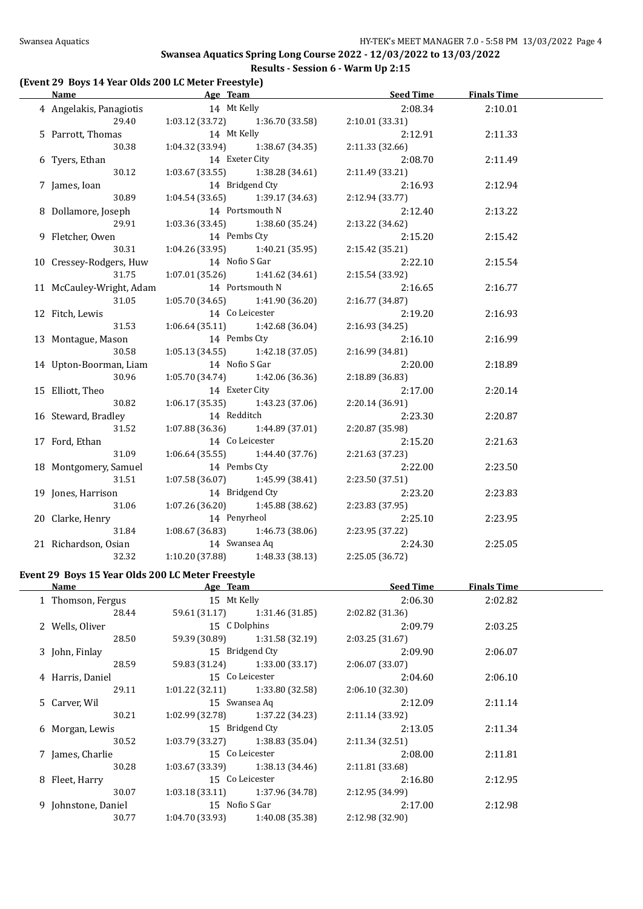Swansea Aquatics Spring Long Course 2022 - 12/03/2022 to 13/03/2022

Results - Session 6 - Warm Up 2:15

### (Event 29 Boys 14 Year Olds 200 LC Meter Freestyle)

| Name | Age | Team | Seed Time | Finals Time |
|---|---|---|---|---|
| 4 Angelakis, Panagiotis | 14 | Mt Kelly | 2:08.34 | 2:10.01 |
| 29.40 | 1:03.12 (33.72) | 1:36.70 (33.58) | 2:10.01 (33.31) | |
| 5 Parrott, Thomas | 14 | Mt Kelly | 2:12.91 | 2:11.33 |
| 30.38 | 1:04.32 (33.94) | 1:38.67 (34.35) | 2:11.33 (32.66) | |
| 6 Tyers, Ethan | 14 | Exeter City | 2:08.70 | 2:11.49 |
| 30.12 | 1:03.67 (33.55) | 1:38.28 (34.61) | 2:11.49 (33.21) | |
| 7 James, Ioan | 14 | Bridgend Cty | 2:16.93 | 2:12.94 |
| 30.89 | 1:04.54 (33.65) | 1:39.17 (34.63) | 2:12.94 (33.77) | |
| 8 Dollamore, Joseph | 14 | Portsmouth N | 2:12.40 | 2:13.22 |
| 29.91 | 1:03.36 (33.45) | 1:38.60 (35.24) | 2:13.22 (34.62) | |
| 9 Fletcher, Owen | 14 | Pembs Cty | 2:15.20 | 2:15.42 |
| 30.31 | 1:04.26 (33.95) | 1:40.21 (35.95) | 2:15.42 (35.21) | |
| 10 Cressey-Rodgers, Huw | 14 | Nofio S Gar | 2:22.10 | 2:15.54 |
| 31.75 | 1:07.01 (35.26) | 1:41.62 (34.61) | 2:15.54 (33.92) | |
| 11 McCauley-Wright, Adam | 14 | Portsmouth N | 2:16.65 | 2:16.77 |
| 31.05 | 1:05.70 (34.65) | 1:41.90 (36.20) | 2:16.77 (34.87) | |
| 12 Fitch, Lewis | 14 | Co Leicester | 2:19.20 | 2:16.93 |
| 31.53 | 1:06.64 (35.11) | 1:42.68 (36.04) | 2:16.93 (34.25) | |
| 13 Montague, Mason | 14 | Pembs Cty | 2:16.10 | 2:16.99 |
| 30.58 | 1:05.13 (34.55) | 1:42.18 (37.05) | 2:16.99 (34.81) | |
| 14 Upton-Boorman, Liam | 14 | Nofio S Gar | 2:20.00 | 2:18.89 |
| 30.96 | 1:05.70 (34.74) | 1:42.06 (36.36) | 2:18.89 (36.83) | |
| 15 Elliott, Theo | 14 | Exeter City | 2:17.00 | 2:20.14 |
| 30.82 | 1:06.17 (35.35) | 1:43.23 (37.06) | 2:20.14 (36.91) | |
| 16 Steward, Bradley | 14 | Redditch | 2:23.30 | 2:20.87 |
| 31.52 | 1:07.88 (36.36) | 1:44.89 (37.01) | 2:20.87 (35.98) | |
| 17 Ford, Ethan | 14 | Co Leicester | 2:15.20 | 2:21.63 |
| 31.09 | 1:06.64 (35.55) | 1:44.40 (37.76) | 2:21.63 (37.23) | |
| 18 Montgomery, Samuel | 14 | Pembs Cty | 2:22.00 | 2:23.50 |
| 31.51 | 1:07.58 (36.07) | 1:45.99 (38.41) | 2:23.50 (37.51) | |
| 19 Jones, Harrison | 14 | Bridgend Cty | 2:23.20 | 2:23.83 |
| 31.06 | 1:07.26 (36.20) | 1:45.88 (38.62) | 2:23.83 (37.95) | |
| 20 Clarke, Henry | 14 | Penyrheol | 2:25.10 | 2:23.95 |
| 31.84 | 1:08.67 (36.83) | 1:46.73 (38.06) | 2:23.95 (37.22) | |
| 21 Richardson, Osian | 14 | Swansea Aq | 2:24.30 | 2:25.05 |
| 32.32 | 1:10.20 (37.88) | 1:48.33 (38.13) | 2:25.05 (36.72) | |

### Event 29 Boys 15 Year Olds 200 LC Meter Freestyle

| Name | Age | Team | Seed Time | Finals Time |
|---|---|---|---|---|
| 1 Thomson, Fergus | 15 | Mt Kelly | 2:06.30 | 2:02.82 |
| 28.44 | 59.61 (31.17) | 1:31.46 (31.85) | 2:02.82 (31.36) | |
| 2 Wells, Oliver | 15 | C Dolphins | 2:09.79 | 2:03.25 |
| 28.50 | 59.39 (30.89) | 1:31.58 (32.19) | 2:03.25 (31.67) | |
| 3 John, Finlay | 15 | Bridgend Cty | 2:09.90 | 2:06.07 |
| 28.59 | 59.83 (31.24) | 1:33.00 (33.17) | 2:06.07 (33.07) | |
| 4 Harris, Daniel | 15 | Co Leicester | 2:04.60 | 2:06.10 |
| 29.11 | 1:01.22 (32.11) | 1:33.80 (32.58) | 2:06.10 (32.30) | |
| 5 Carver, Wil | 15 | Swansea Aq | 2:12.09 | 2:11.14 |
| 30.21 | 1:02.99 (32.78) | 1:37.22 (34.23) | 2:11.14 (33.92) | |
| 6 Morgan, Lewis | 15 | Bridgend Cty | 2:13.05 | 2:11.34 |
| 30.52 | 1:03.79 (33.27) | 1:38.83 (35.04) | 2:11.34 (32.51) | |
| 7 James, Charlie | 15 | Co Leicester | 2:08.00 | 2:11.81 |
| 30.28 | 1:03.67 (33.39) | 1:38.13 (34.46) | 2:11.81 (33.68) | |
| 8 Fleet, Harry | 15 | Co Leicester | 2:16.80 | 2:12.95 |
| 30.07 | 1:03.18 (33.11) | 1:37.96 (34.78) | 2:12.95 (34.99) | |
| 9 Johnstone, Daniel | 15 | Nofio S Gar | 2:17.00 | 2:12.98 |
| 30.77 | 1:04.70 (33.93) | 1:40.08 (35.38) | 2:12.98 (32.90) | |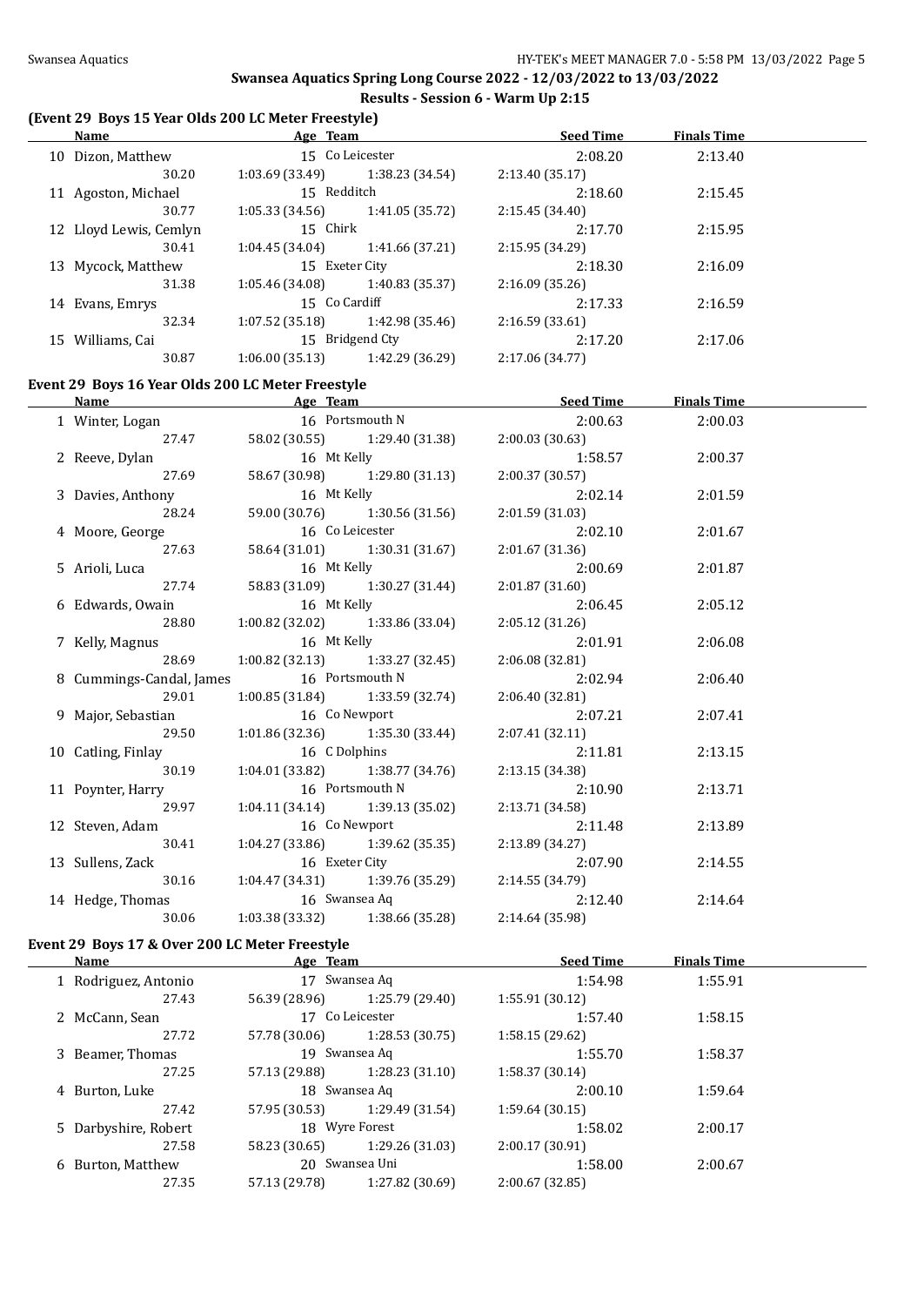## Swansea Aquatics Spring Long Course 2022 - 12/03/2022 to 13/03/2022

### Results - Session 6 - Warm Up 2:15

### (Event 29 Boys 15 Year Olds 200 LC Meter Freestyle)

| Name | Age | Team | | Seed Time | Finals Time |
|---|---|---|---|---|---|
| 10 Dizon, Matthew | 15 | Co Leicester | | 2:08.20 | 2:13.40 |
| 30.20 | 1:03.69 (33.49) | 1:38.23 (34.54) | 2:13.40 (35.17) | | |
| 11 Agoston, Michael | 15 | Redditch | | 2:18.60 | 2:15.45 |
| 30.77 | 1:05.33 (34.56) | 1:41.05 (35.72) | 2:15.45 (34.40) | | |
| 12 Lloyd Lewis, Cemlyn | 15 | Chirk | | 2:17.70 | 2:15.95 |
| 30.41 | 1:04.45 (34.04) | 1:41.66 (37.21) | 2:15.95 (34.29) | | |
| 13 Mycock, Matthew | 15 | Exeter City | | 2:18.30 | 2:16.09 |
| 31.38 | 1:05.46 (34.08) | 1:40.83 (35.37) | 2:16.09 (35.26) | | |
| 14 Evans, Emrys | 15 | Co Cardiff | | 2:17.33 | 2:16.59 |
| 32.34 | 1:07.52 (35.18) | 1:42.98 (35.46) | 2:16.59 (33.61) | | |
| 15 Williams, Cai | 15 | Bridgend Cty | | 2:17.20 | 2:17.06 |
| 30.87 | 1:06.00 (35.13) | 1:42.29 (36.29) | 2:17.06 (34.77) | | |

### Event 29 Boys 16 Year Olds 200 LC Meter Freestyle

| Name | Age | Team | | Seed Time | Finals Time |
|---|---|---|---|---|---|
| 1 Winter, Logan | 16 | Portsmouth N | | 2:00.63 | 2:00.03 |
| 27.47 | 58.02 (30.55) | 1:29.40 (31.38) | 2:00.03 (30.63) | | |
| 2 Reeve, Dylan | 16 | Mt Kelly | | 1:58.57 | 2:00.37 |
| 27.69 | 58.67 (30.98) | 1:29.80 (31.13) | 2:00.37 (30.57) | | |
| 3 Davies, Anthony | 16 | Mt Kelly | | 2:02.14 | 2:01.59 |
| 28.24 | 59.00 (30.76) | 1:30.56 (31.56) | 2:01.59 (31.03) | | |
| 4 Moore, George | 16 | Co Leicester | | 2:02.10 | 2:01.67 |
| 27.63 | 58.64 (31.01) | 1:30.31 (31.67) | 2:01.67 (31.36) | | |
| 5 Arioli, Luca | 16 | Mt Kelly | | 2:00.69 | 2:01.87 |
| 27.74 | 58.83 (31.09) | 1:30.27 (31.44) | 2:01.87 (31.60) | | |
| 6 Edwards, Owain | 16 | Mt Kelly | | 2:06.45 | 2:05.12 |
| 28.80 | 1:00.82 (32.02) | 1:33.86 (33.04) | 2:05.12 (31.26) | | |
| 7 Kelly, Magnus | 16 | Mt Kelly | | 2:01.91 | 2:06.08 |
| 28.69 | 1:00.82 (32.13) | 1:33.27 (32.45) | 2:06.08 (32.81) | | |
| 8 Cummings-Candal, James | 16 | Portsmouth N | | 2:02.94 | 2:06.40 |
| 29.01 | 1:00.85 (31.84) | 1:33.59 (32.74) | 2:06.40 (32.81) | | |
| 9 Major, Sebastian | 16 | Co Newport | | 2:07.21 | 2:07.41 |
| 29.50 | 1:01.86 (32.36) | 1:35.30 (33.44) | 2:07.41 (32.11) | | |
| 10 Catling, Finlay | 16 | C Dolphins | | 2:11.81 | 2:13.15 |
| 30.19 | 1:04.01 (33.82) | 1:38.77 (34.76) | 2:13.15 (34.38) | | |
| 11 Poynter, Harry | 16 | Portsmouth N | | 2:10.90 | 2:13.71 |
| 29.97 | 1:04.11 (34.14) | 1:39.13 (35.02) | 2:13.71 (34.58) | | |
| 12 Steven, Adam | 16 | Co Newport | | 2:11.48 | 2:13.89 |
| 30.41 | 1:04.27 (33.86) | 1:39.62 (35.35) | 2:13.89 (34.27) | | |
| 13 Sullens, Zack | 16 | Exeter City | | 2:07.90 | 2:14.55 |
| 30.16 | 1:04.47 (34.31) | 1:39.76 (35.29) | 2:14.55 (34.79) | | |
| 14 Hedge, Thomas | 16 | Swansea Aq | | 2:12.40 | 2:14.64 |
| 30.06 | 1:03.38 (33.32) | 1:38.66 (35.28) | 2:14.64 (35.98) | | |

### Event 29 Boys 17 & Over 200 LC Meter Freestyle

| Name | Age | Team | | Seed Time | Finals Time |
|---|---|---|---|---|---|
| 1 Rodriguez, Antonio | 17 | Swansea Aq | | 1:54.98 | 1:55.91 |
| 27.43 | 56.39 (28.96) | 1:25.79 (29.40) | 1:55.91 (30.12) | | |
| 2 McCann, Sean | 17 | Co Leicester | | 1:57.40 | 1:58.15 |
| 27.72 | 57.78 (30.06) | 1:28.53 (30.75) | 1:58.15 (29.62) | | |
| 3 Beamer, Thomas | 19 | Swansea Aq | | 1:55.70 | 1:58.37 |
| 27.25 | 57.13 (29.88) | 1:28.23 (31.10) | 1:58.37 (30.14) | | |
| 4 Burton, Luke | 18 | Swansea Aq | | 2:00.10 | 1:59.64 |
| 27.42 | 57.95 (30.53) | 1:29.49 (31.54) | 1:59.64 (30.15) | | |
| 5 Darbyshire, Robert | 18 | Wyre Forest | | 1:58.02 | 2:00.17 |
| 27.58 | 58.23 (30.65) | 1:29.26 (31.03) | 2:00.17 (30.91) | | |
| 6 Burton, Matthew | 20 | Swansea Uni | | 1:58.00 | 2:00.67 |
| 27.35 | 57.13 (29.78) | 1:27.82 (30.69) | 2:00.67 (32.85) | | |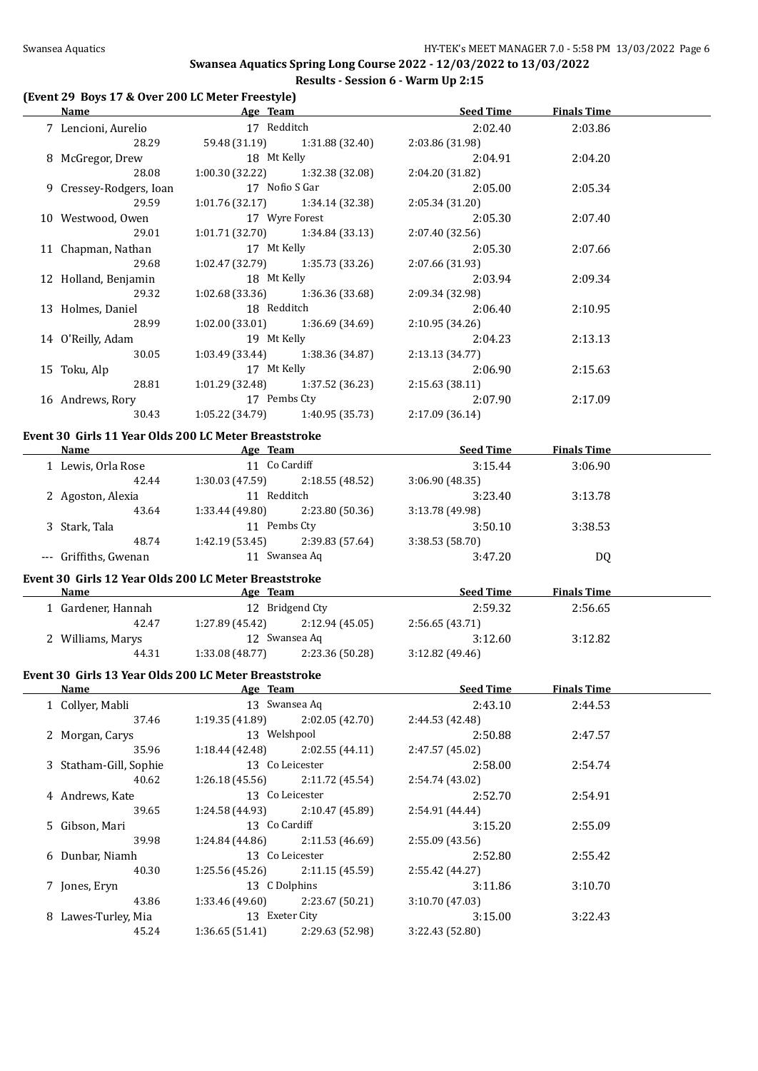## Swansea Aquatics Spring Long Course 2022 - 12/03/2022 to 13/03/2022

### Results - Session 6 - Warm Up 2:15

### (Event 29 Boys 17 & Over 200 LC Meter Freestyle)

| Name | Age | Team | Seed Time | Finals Time |
|---|---|---|---|---|
| 7 Lencioni, Aurelio | 17 | Redditch | 2:02.40 | 2:03.86 |
| 28.29 &nbsp; 59.48 (31.19) &nbsp; 1:31.88 (32.40) &nbsp; 2:03.86 (31.98) | | | | |
| 8 McGregor, Drew | 18 | Mt Kelly | 2:04.91 | 2:04.20 |
| 28.08 &nbsp; 1:00.30 (32.22) &nbsp; 1:32.38 (32.08) &nbsp; 2:04.20 (31.82) | | | | |
| 9 Cressey-Rodgers, Ioan | 17 | Nofio S Gar | 2:05.00 | 2:05.34 |
| 29.59 &nbsp; 1:01.76 (32.17) &nbsp; 1:34.14 (32.38) &nbsp; 2:05.34 (31.20) | | | | |
| 10 Westwood, Owen | 17 | Wyre Forest | 2:05.30 | 2:07.40 |
| 29.01 &nbsp; 1:01.71 (32.70) &nbsp; 1:34.84 (33.13) &nbsp; 2:07.40 (32.56) | | | | |
| 11 Chapman, Nathan | 17 | Mt Kelly | 2:05.30 | 2:07.66 |
| 29.68 &nbsp; 1:02.47 (32.79) &nbsp; 1:35.73 (33.26) &nbsp; 2:07.66 (31.93) | | | | |
| 12 Holland, Benjamin | 18 | Mt Kelly | 2:03.94 | 2:09.34 |
| 29.32 &nbsp; 1:02.68 (33.36) &nbsp; 1:36.36 (33.68) &nbsp; 2:09.34 (32.98) | | | | |
| 13 Holmes, Daniel | 18 | Redditch | 2:06.40 | 2:10.95 |
| 28.99 &nbsp; 1:02.00 (33.01) &nbsp; 1:36.69 (34.69) &nbsp; 2:10.95 (34.26) | | | | |
| 14 O'Reilly, Adam | 19 | Mt Kelly | 2:04.23 | 2:13.13 |
| 30.05 &nbsp; 1:03.49 (33.44) &nbsp; 1:38.36 (34.87) &nbsp; 2:13.13 (34.77) | | | | |
| 15 Toku, Alp | 17 | Mt Kelly | 2:06.90 | 2:15.63 |
| 28.81 &nbsp; 1:01.29 (32.48) &nbsp; 1:37.52 (36.23) &nbsp; 2:15.63 (38.11) | | | | |
| 16 Andrews, Rory | 17 | Pembs Cty | 2:07.90 | 2:17.09 |
| 30.43 &nbsp; 1:05.22 (34.79) &nbsp; 1:40.95 (35.73) &nbsp; 2:17.09 (36.14) | | | | |

### Event 30 Girls 11 Year Olds 200 LC Meter Breaststroke

| Name | Age | Team | Seed Time | Finals Time |
|---|---|---|---|---|
| 1 Lewis, Orla Rose | 11 | Co Cardiff | 3:15.44 | 3:06.90 |
| 42.44 &nbsp; 1:30.03 (47.59) &nbsp; 2:18.55 (48.52) &nbsp; 3:06.90 (48.35) | | | | |
| 2 Agoston, Alexia | 11 | Redditch | 3:23.40 | 3:13.78 |
| 43.64 &nbsp; 1:33.44 (49.80) &nbsp; 2:23.80 (50.36) &nbsp; 3:13.78 (49.98) | | | | |
| 3 Stark, Tala | 11 | Pembs Cty | 3:50.10 | 3:38.53 |
| 48.74 &nbsp; 1:42.19 (53.45) &nbsp; 2:39.83 (57.64) &nbsp; 3:38.53 (58.70) | | | | |
| --- Griffiths, Gwenan | 11 | Swansea Aq | 3:47.20 | DQ |

### Event 30 Girls 12 Year Olds 200 LC Meter Breaststroke

| Name | Age | Team | Seed Time | Finals Time |
|---|---|---|---|---|
| 1 Gardener, Hannah | 12 | Bridgend Cty | 2:59.32 | 2:56.65 |
| 42.47 &nbsp; 1:27.89 (45.42) &nbsp; 2:12.94 (45.05) &nbsp; 2:56.65 (43.71) | | | | |
| 2 Williams, Marys | 12 | Swansea Aq | 3:12.60 | 3:12.82 |
| 44.31 &nbsp; 1:33.08 (48.77) &nbsp; 2:23.36 (50.28) &nbsp; 3:12.82 (49.46) | | | | |

### Event 30 Girls 13 Year Olds 200 LC Meter Breaststroke

| Name | Age | Team | Seed Time | Finals Time |
|---|---|---|---|---|
| 1 Collyer, Mabli | 13 | Swansea Aq | 2:43.10 | 2:44.53 |
| 37.46 &nbsp; 1:19.35 (41.89) &nbsp; 2:02.05 (42.70) &nbsp; 2:44.53 (42.48) | | | | |
| 2 Morgan, Carys | 13 | Welshpool | 2:50.88 | 2:47.57 |
| 35.96 &nbsp; 1:18.44 (42.48) &nbsp; 2:02.55 (44.11) &nbsp; 2:47.57 (45.02) | | | | |
| 3 Statham-Gill, Sophie | 13 | Co Leicester | 2:58.00 | 2:54.74 |
| 40.62 &nbsp; 1:26.18 (45.56) &nbsp; 2:11.72 (45.54) &nbsp; 2:54.74 (43.02) | | | | |
| 4 Andrews, Kate | 13 | Co Leicester | 2:52.70 | 2:54.91 |
| 39.65 &nbsp; 1:24.58 (44.93) &nbsp; 2:10.47 (45.89) &nbsp; 2:54.91 (44.44) | | | | |
| 5 Gibson, Mari | 13 | Co Cardiff | 3:15.20 | 2:55.09 |
| 39.98 &nbsp; 1:24.84 (44.86) &nbsp; 2:11.53 (46.69) &nbsp; 2:55.09 (43.56) | | | | |
| 6 Dunbar, Niamh | 13 | Co Leicester | 2:52.80 | 2:55.42 |
| 40.30 &nbsp; 1:25.56 (45.26) &nbsp; 2:11.15 (45.59) &nbsp; 2:55.42 (44.27) | | | | |
| 7 Jones, Eryn | 13 | C Dolphins | 3:11.86 | 3:10.70 |
| 43.86 &nbsp; 1:33.46 (49.60) &nbsp; 2:23.67 (50.21) &nbsp; 3:10.70 (47.03) | | | | |
| 8 Lawes-Turley, Mia | 13 | Exeter City | 3:15.00 | 3:22.43 |
| 45.24 &nbsp; 1:36.65 (51.41) &nbsp; 2:29.63 (52.98) &nbsp; 3:22.43 (52.80) | | | | |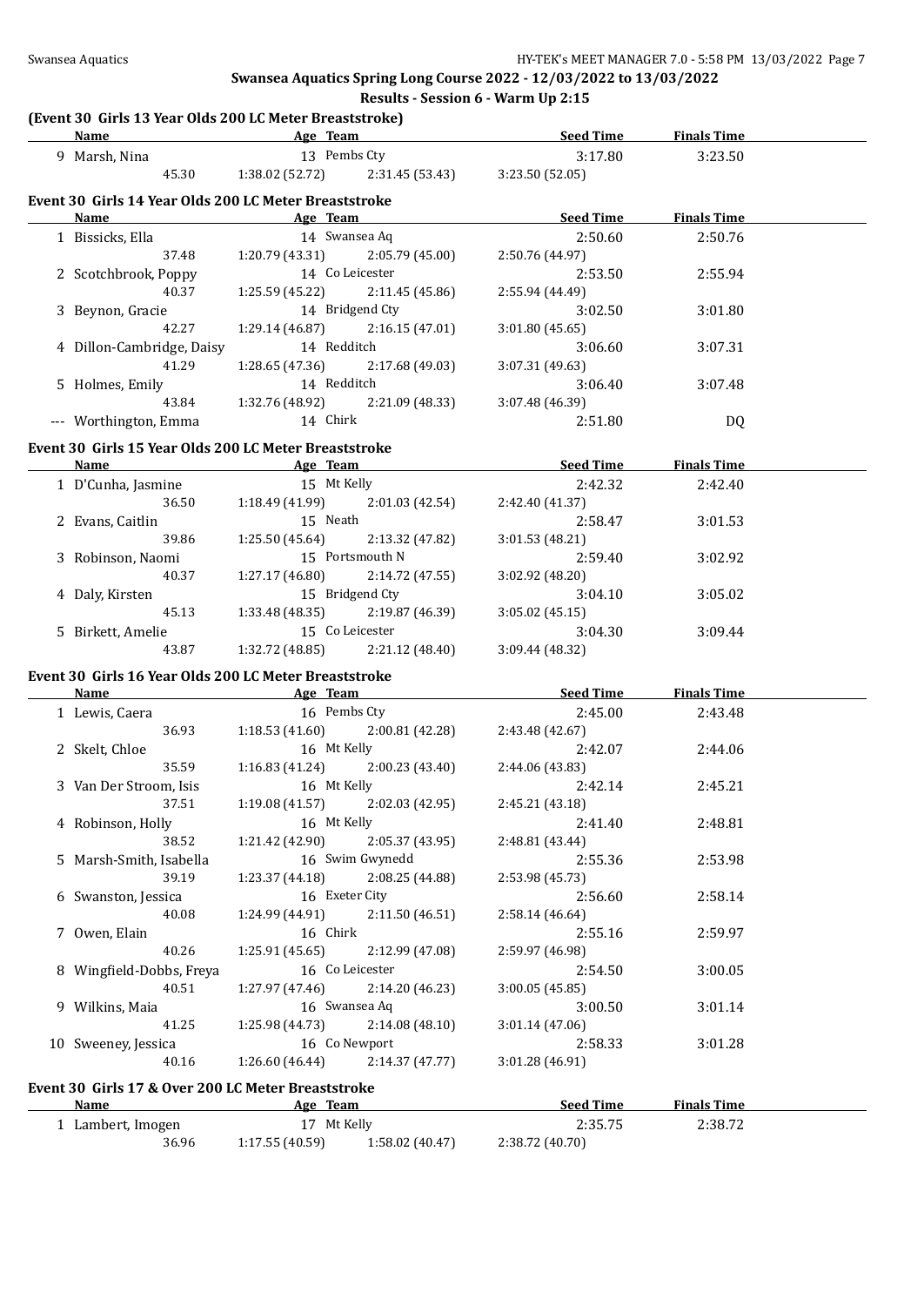## Swansea Aquatics Spring Long Course 2022 - 12/03/2022 to 13/03/2022

### Results - Session 6 - Warm Up 2:15

### (Event 30 Girls 13 Year Olds 200 LC Meter Breaststroke)

| Name | Age | Team | Seed Time | Finals Time |
|---|---|---|---|---|
| 9 Marsh, Nina | 13 | Pembs Cty | 3:17.80 | 3:23.50 |
| 45.30 | 1:38.02 (52.72) | 2:31.45 (53.43) | 3:23.50 (52.05) | |

### Event 30 Girls 14 Year Olds 200 LC Meter Breaststroke

| Name | Age | Team | Seed Time | Finals Time |
|---|---|---|---|---|
| 1 Bissicks, Ella | 14 | Swansea Aq | 2:50.60 | 2:50.76 |
| 37.48 | 1:20.79 (43.31) | 2:05.79 (45.00) | 2:50.76 (44.97) | |
| 2 Scotchbrook, Poppy | 14 | Co Leicester | 2:53.50 | 2:55.94 |
| 40.37 | 1:25.59 (45.22) | 2:11.45 (45.86) | 2:55.94 (44.49) | |
| 3 Beynon, Gracie | 14 | Bridgend Cty | 3:02.50 | 3:01.80 |
| 42.27 | 1:29.14 (46.87) | 2:16.15 (47.01) | 3:01.80 (45.65) | |
| 4 Dillon-Cambridge, Daisy | 14 | Redditch | 3:06.60 | 3:07.31 |
| 41.29 | 1:28.65 (47.36) | 2:17.68 (49.03) | 3:07.31 (49.63) | |
| 5 Holmes, Emily | 14 | Redditch | 3:06.40 | 3:07.48 |
| 43.84 | 1:32.76 (48.92) | 2:21.09 (48.33) | 3:07.48 (46.39) | |
| --- Worthington, Emma | 14 | Chirk | 2:51.80 | DQ |

### Event 30 Girls 15 Year Olds 200 LC Meter Breaststroke

| Name | Age | Team | Seed Time | Finals Time |
|---|---|---|---|---|
| 1 D'Cunha, Jasmine | 15 | Mt Kelly | 2:42.32 | 2:42.40 |
| 36.50 | 1:18.49 (41.99) | 2:01.03 (42.54) | 2:42.40 (41.37) | |
| 2 Evans, Caitlin | 15 | Neath | 2:58.47 | 3:01.53 |
| 39.86 | 1:25.50 (45.64) | 2:13.32 (47.82) | 3:01.53 (48.21) | |
| 3 Robinson, Naomi | 15 | Portsmouth N | 2:59.40 | 3:02.92 |
| 40.37 | 1:27.17 (46.80) | 2:14.72 (47.55) | 3:02.92 (48.20) | |
| 4 Daly, Kirsten | 15 | Bridgend Cty | 3:04.10 | 3:05.02 |
| 45.13 | 1:33.48 (48.35) | 2:19.87 (46.39) | 3:05.02 (45.15) | |
| 5 Birkett, Amelie | 15 | Co Leicester | 3:04.30 | 3:09.44 |
| 43.87 | 1:32.72 (48.85) | 2:21.12 (48.40) | 3:09.44 (48.32) | |

### Event 30 Girls 16 Year Olds 200 LC Meter Breaststroke

| Name | Age | Team | Seed Time | Finals Time |
|---|---|---|---|---|
| 1 Lewis, Caera | 16 | Pembs Cty | 2:45.00 | 2:43.48 |
| 36.93 | 1:18.53 (41.60) | 2:00.81 (42.28) | 2:43.48 (42.67) | |
| 2 Skelt, Chloe | 16 | Mt Kelly | 2:42.07 | 2:44.06 |
| 35.59 | 1:16.83 (41.24) | 2:00.23 (43.40) | 2:44.06 (43.83) | |
| 3 Van Der Stroom, Isis | 16 | Mt Kelly | 2:42.14 | 2:45.21 |
| 37.51 | 1:19.08 (41.57) | 2:02.03 (42.95) | 2:45.21 (43.18) | |
| 4 Robinson, Holly | 16 | Mt Kelly | 2:41.40 | 2:48.81 |
| 38.52 | 1:21.42 (42.90) | 2:05.37 (43.95) | 2:48.81 (43.44) | |
| 5 Marsh-Smith, Isabella | 16 | Swim Gwynedd | 2:55.36 | 2:53.98 |
| 39.19 | 1:23.37 (44.18) | 2:08.25 (44.88) | 2:53.98 (45.73) | |
| 6 Swanston, Jessica | 16 | Exeter City | 2:56.60 | 2:58.14 |
| 40.08 | 1:24.99 (44.91) | 2:11.50 (46.51) | 2:58.14 (46.64) | |
| 7 Owen, Elain | 16 | Chirk | 2:55.16 | 2:59.97 |
| 40.26 | 1:25.91 (45.65) | 2:12.99 (47.08) | 2:59.97 (46.98) | |
| 8 Wingfield-Dobbs, Freya | 16 | Co Leicester | 2:54.50 | 3:00.05 |
| 40.51 | 1:27.97 (47.46) | 2:14.20 (46.23) | 3:00.05 (45.85) | |
| 9 Wilkins, Maia | 16 | Swansea Aq | 3:00.50 | 3:01.14 |
| 41.25 | 1:25.98 (44.73) | 2:14.08 (48.10) | 3:01.14 (47.06) | |
| 10 Sweeney, Jessica | 16 | Co Newport | 2:58.33 | 3:01.28 |
| 40.16 | 1:26.60 (46.44) | 2:14.37 (47.77) | 3:01.28 (46.91) | |

### Event 30 Girls 17 & Over 200 LC Meter Breaststroke

| Name | Age | Team | Seed Time | Finals Time |
|---|---|---|---|---|
| 1 Lambert, Imogen | 17 | Mt Kelly | 2:35.75 | 2:38.72 |
| 36.96 | 1:17.55 (40.59) | 1:58.02 (40.47) | 2:38.72 (40.70) | |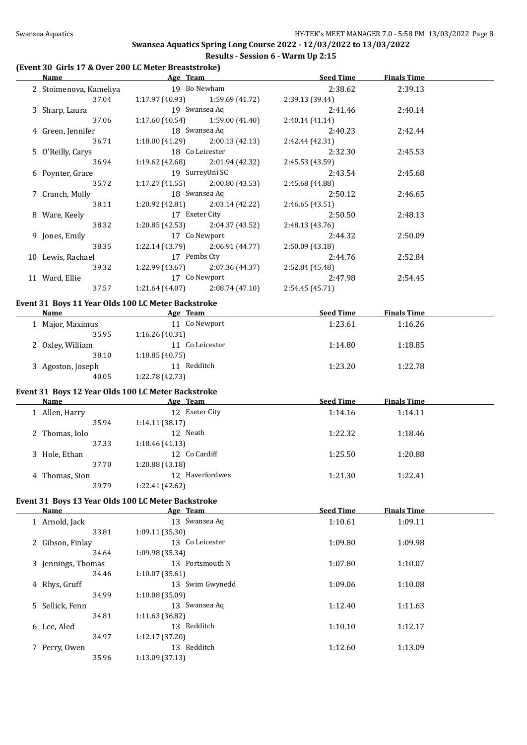## Swansea Aquatics Spring Long Course 2022 - 12/03/2022 to 13/03/2022

### Results - Session 6 - Warm Up 2:15

### (Event 30 Girls 17 & Over 200 LC Meter Breaststroke)

| Name | Age | Team | Seed Time | Finals Time |
|---|---|---|---|---|
| 2 Stoimenova, Kameliya | 19 | Bo Newham | 2:38.62 | 2:39.13 |
| 37.04 / 1:17.97 (40.93) / 1:59.69 (41.72) / 2:39.13 (39.44) | | | | |
| 3 Sharp, Laura | 19 | Swansea Aq | 2:41.46 | 2:40.14 |
| 37.06 / 1:17.60 (40.54) / 1:59.00 (41.40) / 2:40.14 (41.14) | | | | |
| 4 Green, Jennifer | 18 | Swansea Aq | 2:40.23 | 2:42.44 |
| 36.71 / 1:18.00 (41.29) / 2:00.13 (42.13) / 2:42.44 (42.31) | | | | |
| 5 O'Reilly, Carys | 18 | Co Leicester | 2:32.30 | 2:45.53 |
| 36.94 / 1:19.62 (42.68) / 2:01.94 (42.32) / 2:45.53 (43.59) | | | | |
| 6 Poynter, Grace | 19 | SurreyUni SC | 2:43.54 | 2:45.68 |
| 35.72 / 1:17.27 (41.55) / 2:00.80 (43.53) / 2:45.68 (44.88) | | | | |
| 7 Cranch, Molly | 18 | Swansea Aq | 2:50.12 | 2:46.65 |
| 38.11 / 1:20.92 (42.81) / 2:03.14 (42.22) / 2:46.65 (43.51) | | | | |
| 8 Ware, Keely | 17 | Exeter City | 2:50.50 | 2:48.13 |
| 38.32 / 1:20.85 (42.53) / 2:04.37 (43.52) / 2:48.13 (43.76) | | | | |
| 9 Jones, Emily | 17 | Co Newport | 2:44.32 | 2:50.09 |
| 38.35 / 1:22.14 (43.79) / 2:06.91 (44.77) / 2:50.09 (43.18) | | | | |
| 10 Lewis, Rachael | 17 | Pembs Cty | 2:44.76 | 2:52.84 |
| 39.32 / 1:22.99 (43.67) / 2:07.36 (44.37) / 2:52.84 (45.48) | | | | |
| 11 Ward, Ellie | 17 | Co Newport | 2:47.98 | 2:54.45 |
| 37.57 / 1:21.64 (44.07) / 2:08.74 (47.10) / 2:54.45 (45.71) | | | | |

### Event 31 Boys 11 Year Olds 100 LC Meter Backstroke

| Name | Age | Team | Seed Time | Finals Time |
|---|---|---|---|---|
| 1 Major, Maximus | 11 | Co Newport | 1:23.61 | 1:16.26 |
| 35.95 / 1:16.26 (40.31) | | | | |
| 2 Oxley, William | 11 | Co Leicester | 1:14.80 | 1:18.85 |
| 38.10 / 1:18.85 (40.75) | | | | |
| 3 Agoston, Joseph | 11 | Redditch | 1:23.20 | 1:22.78 |
| 40.05 / 1:22.78 (42.73) | | | | |

### Event 31 Boys 12 Year Olds 100 LC Meter Backstroke

| Name | Age | Team | Seed Time | Finals Time |
|---|---|---|---|---|
| 1 Allen, Harry | 12 | Exeter City | 1:14.16 | 1:14.11 |
| 35.94 / 1:14.11 (38.17) | | | | |
| 2 Thomas, Iolo | 12 | Neath | 1:22.32 | 1:18.46 |
| 37.33 / 1:18.46 (41.13) | | | | |
| 3 Hole, Ethan | 12 | Co Cardiff | 1:25.50 | 1:20.88 |
| 37.70 / 1:20.88 (43.18) | | | | |
| 4 Thomas, Sion | 12 | Haverfordwes | 1:21.30 | 1:22.41 |
| 39.79 / 1:22.41 (42.62) | | | | |

### Event 31 Boys 13 Year Olds 100 LC Meter Backstroke

| Name | Age | Team | Seed Time | Finals Time |
|---|---|---|---|---|
| 1 Arnold, Jack | 13 | Swansea Aq | 1:10.61 | 1:09.11 |
| 33.81 / 1:09.11 (35.30) | | | | |
| 2 Gibson, Finlay | 13 | Co Leicester | 1:09.80 | 1:09.98 |
| 34.64 / 1:09.98 (35.34) | | | | |
| 3 Jennings, Thomas | 13 | Portsmouth N | 1:07.80 | 1:10.07 |
| 34.46 / 1:10.07 (35.61) | | | | |
| 4 Rhys, Gruff | 13 | Swim Gwynedd | 1:09.06 | 1:10.08 |
| 34.99 / 1:10.08 (35.09) | | | | |
| 5 Sellick, Fenn | 13 | Swansea Aq | 1:12.40 | 1:11.63 |
| 34.81 / 1:11.63 (36.82) | | | | |
| 6 Lee, Aled | 13 | Redditch | 1:10.10 | 1:12.17 |
| 34.97 / 1:12.17 (37.20) | | | | |
| 7 Perry, Owen | 13 | Redditch | 1:12.60 | 1:13.09 |
| 35.96 / 1:13.09 (37.13) | | | | |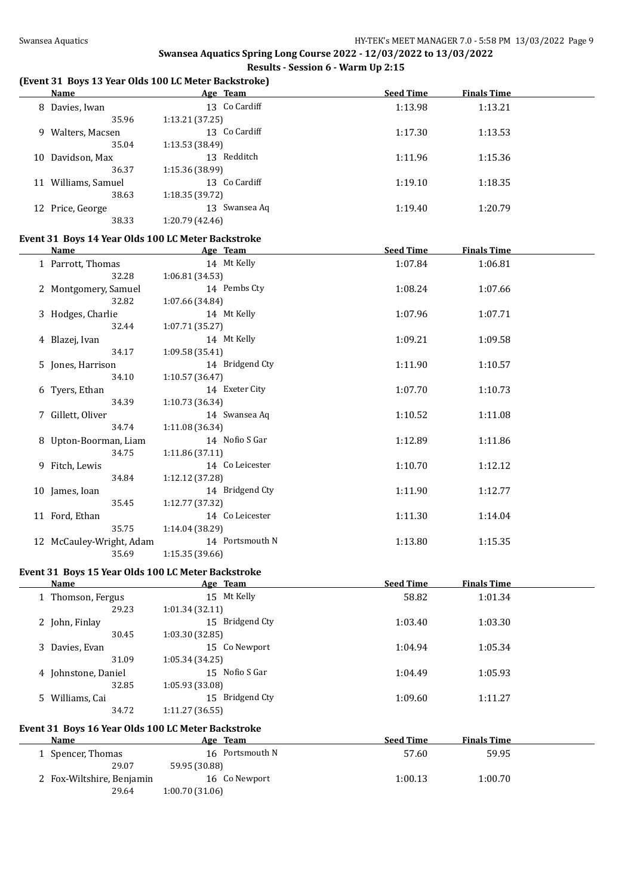Swansea Aquatics Spring Long Course 2022 - 12/03/2022 to 13/03/2022

Results - Session 6 - Warm Up 2:15

### (Event 31 Boys 13 Year Olds 100 LC Meter Backstroke)

| | Name | Age | Team | Seed Time | Finals Time |
|---|---|---|---|---|---|
| 8 | Davies, Iwan | 13 | Co Cardiff | 1:13.98 | 1:13.21 |
| | 35.96 | 1:13.21 (37.25) | | | |
| 9 | Walters, Macsen | 13 | Co Cardiff | 1:17.30 | 1:13.53 |
| | 35.04 | 1:13.53 (38.49) | | | |
| 10 | Davidson, Max | 13 | Redditch | 1:11.96 | 1:15.36 |
| | 36.37 | 1:15.36 (38.99) | | | |
| 11 | Williams, Samuel | 13 | Co Cardiff | 1:19.10 | 1:18.35 |
| | 38.63 | 1:18.35 (39.72) | | | |
| 12 | Price, George | 13 | Swansea Aq | 1:19.40 | 1:20.79 |
| | 38.33 | 1:20.79 (42.46) | | | |

### Event 31 Boys 14 Year Olds 100 LC Meter Backstroke

| | Name | Age | Team | Seed Time | Finals Time |
|---|---|---|---|---|---|
| 1 | Parrott, Thomas | 14 | Mt Kelly | 1:07.84 | 1:06.81 |
| | 32.28 | 1:06.81 (34.53) | | | |
| 2 | Montgomery, Samuel | 14 | Pembs Cty | 1:08.24 | 1:07.66 |
| | 32.82 | 1:07.66 (34.84) | | | |
| 3 | Hodges, Charlie | 14 | Mt Kelly | 1:07.96 | 1:07.71 |
| | 32.44 | 1:07.71 (35.27) | | | |
| 4 | Blazej, Ivan | 14 | Mt Kelly | 1:09.21 | 1:09.58 |
| | 34.17 | 1:09.58 (35.41) | | | |
| 5 | Jones, Harrison | 14 | Bridgend Cty | 1:11.90 | 1:10.57 |
| | 34.10 | 1:10.57 (36.47) | | | |
| 6 | Tyers, Ethan | 14 | Exeter City | 1:07.70 | 1:10.73 |
| | 34.39 | 1:10.73 (36.34) | | | |
| 7 | Gillett, Oliver | 14 | Swansea Aq | 1:10.52 | 1:11.08 |
| | 34.74 | 1:11.08 (36.34) | | | |
| 8 | Upton-Boorman, Liam | 14 | Nofio S Gar | 1:12.89 | 1:11.86 |
| | 34.75 | 1:11.86 (37.11) | | | |
| 9 | Fitch, Lewis | 14 | Co Leicester | 1:10.70 | 1:12.12 |
| | 34.84 | 1:12.12 (37.28) | | | |
| 10 | James, Ioan | 14 | Bridgend Cty | 1:11.90 | 1:12.77 |
| | 35.45 | 1:12.77 (37.32) | | | |
| 11 | Ford, Ethan | 14 | Co Leicester | 1:11.30 | 1:14.04 |
| | 35.75 | 1:14.04 (38.29) | | | |
| 12 | McCauley-Wright, Adam | 14 | Portsmouth N | 1:13.80 | 1:15.35 |
| | 35.69 | 1:15.35 (39.66) | | | |

### Event 31 Boys 15 Year Olds 100 LC Meter Backstroke

| | Name | Age | Team | Seed Time | Finals Time |
|---|---|---|---|---|---|
| 1 | Thomson, Fergus | 15 | Mt Kelly | 58.82 | 1:01.34 |
| | 29.23 | 1:01.34 (32.11) | | | |
| 2 | John, Finlay | 15 | Bridgend Cty | 1:03.40 | 1:03.30 |
| | 30.45 | 1:03.30 (32.85) | | | |
| 3 | Davies, Evan | 15 | Co Newport | 1:04.94 | 1:05.34 |
| | 31.09 | 1:05.34 (34.25) | | | |
| 4 | Johnstone, Daniel | 15 | Nofio S Gar | 1:04.49 | 1:05.93 |
| | 32.85 | 1:05.93 (33.08) | | | |
| 5 | Williams, Cai | 15 | Bridgend Cty | 1:09.60 | 1:11.27 |
| | 34.72 | 1:11.27 (36.55) | | | |

### Event 31 Boys 16 Year Olds 100 LC Meter Backstroke

| | Name | Age | Team | Seed Time | Finals Time |
|---|---|---|---|---|---|
| 1 | Spencer, Thomas | 16 | Portsmouth N | 57.60 | 59.95 |
| | 29.07 | 59.95 (30.88) | | | |
| 2 | Fox-Wiltshire, Benjamin | 16 | Co Newport | 1:00.13 | 1:00.70 |
| | 29.64 | 1:00.70 (31.06) | | | |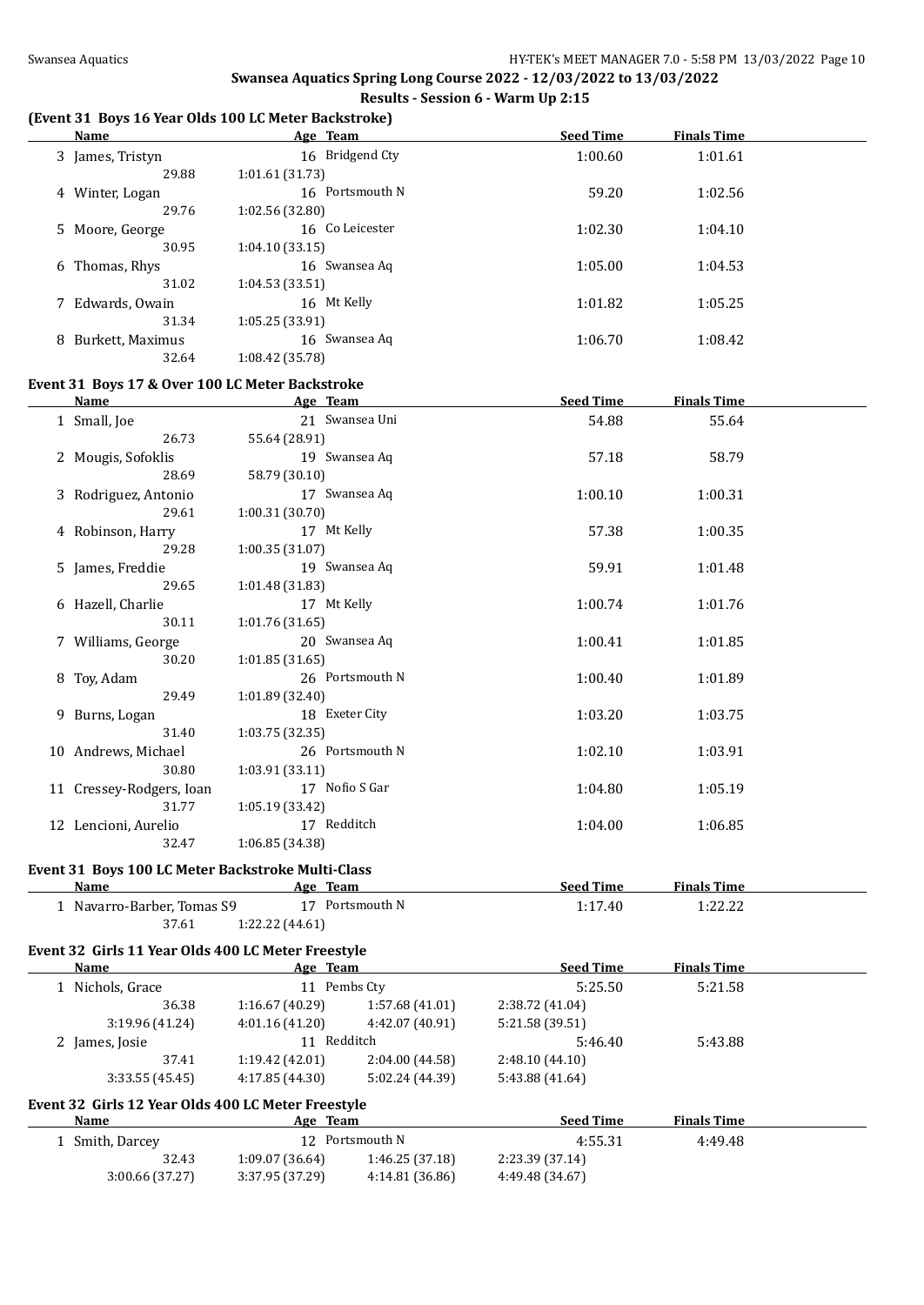## Swansea Aquatics Spring Long Course 2022 - 12/03/2022 to 13/03/2022

### Results - Session 6 - Warm Up 2:15

#### (Event 31 Boys 16 Year Olds 100 LC Meter Backstroke)

| Name | Age | Team | Seed Time | Finals Time |
|---|---|---|---|---|
| 3 James, Tristyn | 16 | Bridgend Cty | 1:00.60 | 1:01.61 |
| 29.88 &nbsp; 1:01.61 (31.73) | | | | |
| 4 Winter, Logan | 16 | Portsmouth N | 59.20 | 1:02.56 |
| 29.76 &nbsp; 1:02.56 (32.80) | | | | |
| 5 Moore, George | 16 | Co Leicester | 1:02.30 | 1:04.10 |
| 30.95 &nbsp; 1:04.10 (33.15) | | | | |
| 6 Thomas, Rhys | 16 | Swansea Aq | 1:05.00 | 1:04.53 |
| 31.02 &nbsp; 1:04.53 (33.51) | | | | |
| 7 Edwards, Owain | 16 | Mt Kelly | 1:01.82 | 1:05.25 |
| 31.34 &nbsp; 1:05.25 (33.91) | | | | |
| 8 Burkett, Maximus | 16 | Swansea Aq | 1:06.70 | 1:08.42 |
| 32.64 &nbsp; 1:08.42 (35.78) | | | | |

#### Event 31 Boys 17 & Over 100 LC Meter Backstroke

| Name | Age | Team | Seed Time | Finals Time |
|---|---|---|---|---|
| 1 Small, Joe | 21 | Swansea Uni | 54.88 | 55.64 |
| 26.73 &nbsp; 55.64 (28.91) | | | | |
| 2 Mougis, Sofoklis | 19 | Swansea Aq | 57.18 | 58.79 |
| 28.69 &nbsp; 58.79 (30.10) | | | | |
| 3 Rodriguez, Antonio | 17 | Swansea Aq | 1:00.10 | 1:00.31 |
| 29.61 &nbsp; 1:00.31 (30.70) | | | | |
| 4 Robinson, Harry | 17 | Mt Kelly | 57.38 | 1:00.35 |
| 29.28 &nbsp; 1:00.35 (31.07) | | | | |
| 5 James, Freddie | 19 | Swansea Aq | 59.91 | 1:01.48 |
| 29.65 &nbsp; 1:01.48 (31.83) | | | | |
| 6 Hazell, Charlie | 17 | Mt Kelly | 1:00.74 | 1:01.76 |
| 30.11 &nbsp; 1:01.76 (31.65) | | | | |
| 7 Williams, George | 20 | Swansea Aq | 1:00.41 | 1:01.85 |
| 30.20 &nbsp; 1:01.85 (31.65) | | | | |
| 8 Toy, Adam | 26 | Portsmouth N | 1:00.40 | 1:01.89 |
| 29.49 &nbsp; 1:01.89 (32.40) | | | | |
| 9 Burns, Logan | 18 | Exeter City | 1:03.20 | 1:03.75 |
| 31.40 &nbsp; 1:03.75 (32.35) | | | | |
| 10 Andrews, Michael | 26 | Portsmouth N | 1:02.10 | 1:03.91 |
| 30.80 &nbsp; 1:03.91 (33.11) | | | | |
| 11 Cressey-Rodgers, Ioan | 17 | Nofio S Gar | 1:04.80 | 1:05.19 |
| 31.77 &nbsp; 1:05.19 (33.42) | | | | |
| 12 Lencioni, Aurelio | 17 | Redditch | 1:04.00 | 1:06.85 |
| 32.47 &nbsp; 1:06.85 (34.38) | | | | |

#### Event 31 Boys 100 LC Meter Backstroke Multi-Class

| Name | Age | Team | Seed Time | Finals Time |
|---|---|---|---|---|
| 1 Navarro-Barber, Tomas S9 | 17 | Portsmouth N | 1:17.40 | 1:22.22 |
| 37.61 &nbsp; 1:22.22 (44.61) | | | | |

#### Event 32 Girls 11 Year Olds 400 LC Meter Freestyle

| Name | Age | Team | Seed Time | Finals Time |
|---|---|---|---|---|
| 1 Nichols, Grace | 11 | Pembs Cty | 5:25.50 | 5:21.58 |
| 36.38 &nbsp; 1:16.67 (40.29) &nbsp; 1:57.68 (41.01) &nbsp; 2:38.72 (41.04) | | | | |
| 3:19.96 (41.24) &nbsp; 4:01.16 (41.20) &nbsp; 4:42.07 (40.91) &nbsp; 5:21.58 (39.51) | | | | |
| 2 James, Josie | 11 | Redditch | 5:46.40 | 5:43.88 |
| 37.41 &nbsp; 1:19.42 (42.01) &nbsp; 2:04.00 (44.58) &nbsp; 2:48.10 (44.10) | | | | |
| 3:33.55 (45.45) &nbsp; 4:17.85 (44.30) &nbsp; 5:02.24 (44.39) &nbsp; 5:43.88 (41.64) | | | | |

#### Event 32 Girls 12 Year Olds 400 LC Meter Freestyle

| Name | Age | Team | Seed Time | Finals Time |
|---|---|---|---|---|
| 1 Smith, Darcey | 12 | Portsmouth N | 4:55.31 | 4:49.48 |
| 32.43 &nbsp; 1:09.07 (36.64) &nbsp; 1:46.25 (37.18) &nbsp; 2:23.39 (37.14) | | | | |
| 3:00.66 (37.27) &nbsp; 3:37.95 (37.29) &nbsp; 4:14.81 (36.86) &nbsp; 4:49.48 (34.67) | | | | |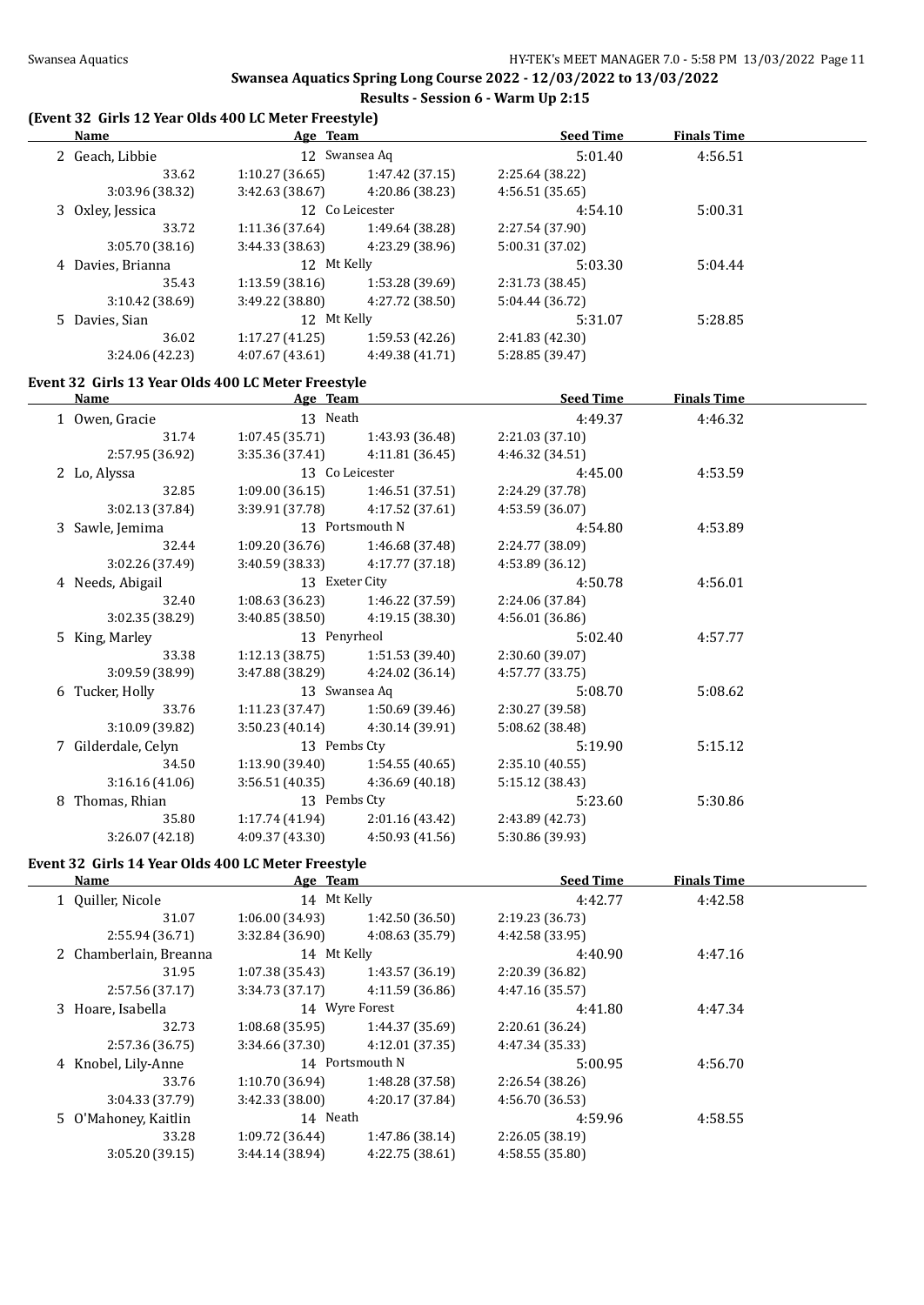## Swansea Aquatics Spring Long Course 2022 - 12/03/2022 to 13/03/2022

### Results - Session 6 - Warm Up 2:15

### (Event 32 Girls 12 Year Olds 400 LC Meter Freestyle)

| Name | Age | Team | Seed Time | Finals Time |
|---|---|---|---|---|
| 2 Geach, Libbie | 12 | Swansea Aq | 5:01.40 | 4:56.51 |
| 33.62 | 1:10.27 (36.65) | 1:47.42 (37.15) | 2:25.64 (38.22) | |
| 3:03.96 (38.32) | 3:42.63 (38.67) | 4:20.86 (38.23) | 4:56.51 (35.65) | |
| 3 Oxley, Jessica | 12 | Co Leicester | 4:54.10 | 5:00.31 |
| 33.72 | 1:11.36 (37.64) | 1:49.64 (38.28) | 2:27.54 (37.90) | |
| 3:05.70 (38.16) | 3:44.33 (38.63) | 4:23.29 (38.96) | 5:00.31 (37.02) | |
| 4 Davies, Brianna | 12 | Mt Kelly | 5:03.30 | 5:04.44 |
| 35.43 | 1:13.59 (38.16) | 1:53.28 (39.69) | 2:31.73 (38.45) | |
| 3:10.42 (38.69) | 3:49.22 (38.80) | 4:27.72 (38.50) | 5:04.44 (36.72) | |
| 5 Davies, Sian | 12 | Mt Kelly | 5:31.07 | 5:28.85 |
| 36.02 | 1:17.27 (41.25) | 1:59.53 (42.26) | 2:41.83 (42.30) | |
| 3:24.06 (42.23) | 4:07.67 (43.61) | 4:49.38 (41.71) | 5:28.85 (39.47) | |

### Event 32 Girls 13 Year Olds 400 LC Meter Freestyle

| Name | Age | Team | Seed Time | Finals Time |
|---|---|---|---|---|
| 1 Owen, Gracie | 13 | Neath | 4:49.37 | 4:46.32 |
| 31.74 | 1:07.45 (35.71) | 1:43.93 (36.48) | 2:21.03 (37.10) | |
| 2:57.95 (36.92) | 3:35.36 (37.41) | 4:11.81 (36.45) | 4:46.32 (34.51) | |
| 2 Lo, Alyssa | 13 | Co Leicester | 4:45.00 | 4:53.59 |
| 32.85 | 1:09.00 (36.15) | 1:46.51 (37.51) | 2:24.29 (37.78) | |
| 3:02.13 (37.84) | 3:39.91 (37.78) | 4:17.52 (37.61) | 4:53.59 (36.07) | |
| 3 Sawle, Jemima | 13 | Portsmouth N | 4:54.80 | 4:53.89 |
| 32.44 | 1:09.20 (36.76) | 1:46.68 (37.48) | 2:24.77 (38.09) | |
| 3:02.26 (37.49) | 3:40.59 (38.33) | 4:17.77 (37.18) | 4:53.89 (36.12) | |
| 4 Needs, Abigail | 13 | Exeter City | 4:50.78 | 4:56.01 |
| 32.40 | 1:08.63 (36.23) | 1:46.22 (37.59) | 2:24.06 (37.84) | |
| 3:02.35 (38.29) | 3:40.85 (38.50) | 4:19.15 (38.30) | 4:56.01 (36.86) | |
| 5 King, Marley | 13 | Penyrheol | 5:02.40 | 4:57.77 |
| 33.38 | 1:12.13 (38.75) | 1:51.53 (39.40) | 2:30.60 (39.07) | |
| 3:09.59 (38.99) | 3:47.88 (38.29) | 4:24.02 (36.14) | 4:57.77 (33.75) | |
| 6 Tucker, Holly | 13 | Swansea Aq | 5:08.70 | 5:08.62 |
| 33.76 | 1:11.23 (37.47) | 1:50.69 (39.46) | 2:30.27 (39.58) | |
| 3:10.09 (39.82) | 3:50.23 (40.14) | 4:30.14 (39.91) | 5:08.62 (38.48) | |
| 7 Gilderdale, Celyn | 13 | Pembs Cty | 5:19.90 | 5:15.12 |
| 34.50 | 1:13.90 (39.40) | 1:54.55 (40.65) | 2:35.10 (40.55) | |
| 3:16.16 (41.06) | 3:56.51 (40.35) | 4:36.69 (40.18) | 5:15.12 (38.43) | |
| 8 Thomas, Rhian | 13 | Pembs Cty | 5:23.60 | 5:30.86 |
| 35.80 | 1:17.74 (41.94) | 2:01.16 (43.42) | 2:43.89 (42.73) | |
| 3:26.07 (42.18) | 4:09.37 (43.30) | 4:50.93 (41.56) | 5:30.86 (39.93) | |

### Event 32 Girls 14 Year Olds 400 LC Meter Freestyle

| Name | Age | Team | Seed Time | Finals Time |
|---|---|---|---|---|
| 1 Quiller, Nicole | 14 | Mt Kelly | 4:42.77 | 4:42.58 |
| 31.07 | 1:06.00 (34.93) | 1:42.50 (36.50) | 2:19.23 (36.73) | |
| 2:55.94 (36.71) | 3:32.84 (36.90) | 4:08.63 (35.79) | 4:42.58 (33.95) | |
| 2 Chamberlain, Breanna | 14 | Mt Kelly | 4:40.90 | 4:47.16 |
| 31.95 | 1:07.38 (35.43) | 1:43.57 (36.19) | 2:20.39 (36.82) | |
| 2:57.56 (37.17) | 3:34.73 (37.17) | 4:11.59 (36.86) | 4:47.16 (35.57) | |
| 3 Hoare, Isabella | 14 | Wyre Forest | 4:41.80 | 4:47.34 |
| 32.73 | 1:08.68 (35.95) | 1:44.37 (35.69) | 2:20.61 (36.24) | |
| 2:57.36 (36.75) | 3:34.66 (37.30) | 4:12.01 (37.35) | 4:47.34 (35.33) | |
| 4 Knobel, Lily-Anne | 14 | Portsmouth N | 5:00.95 | 4:56.70 |
| 33.76 | 1:10.70 (36.94) | 1:48.28 (37.58) | 2:26.54 (38.26) | |
| 3:04.33 (37.79) | 3:42.33 (38.00) | 4:20.17 (37.84) | 4:56.70 (36.53) | |
| 5 O'Mahoney, Kaitlin | 14 | Neath | 4:59.96 | 4:58.55 |
| 33.28 | 1:09.72 (36.44) | 1:47.86 (38.14) | 2:26.05 (38.19) | |
| 3:05.20 (39.15) | 3:44.14 (38.94) | 4:22.75 (38.61) | 4:58.55 (35.80) | |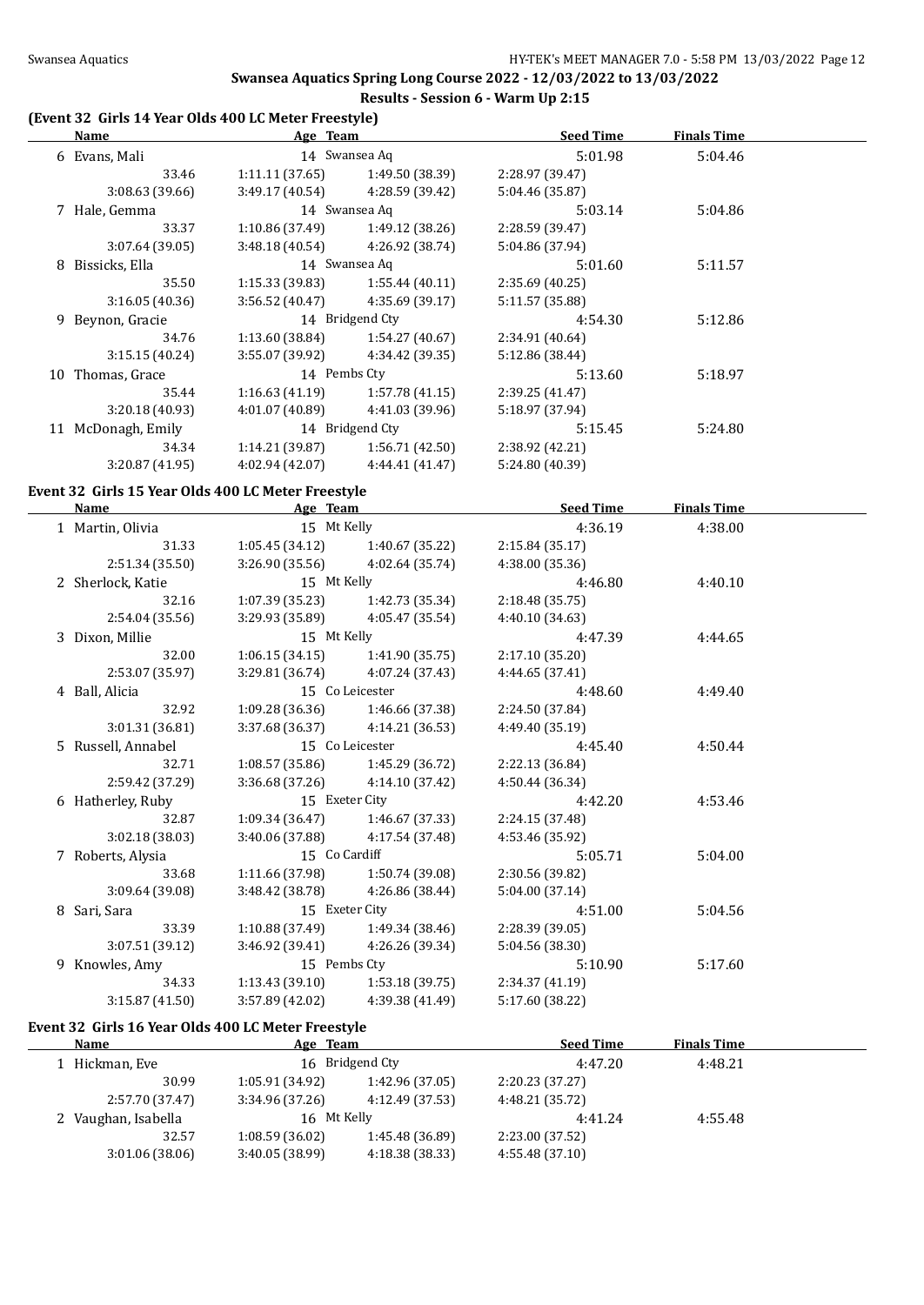## Swansea Aquatics Spring Long Course 2022 - 12/03/2022 to 13/03/2022

### Results - Session 6 - Warm Up 2:15

### (Event 32 Girls 14 Year Olds 400 LC Meter Freestyle)

| | Name | Age | Team | Seed Time | Finals Time |
|---|---|---|---|---|---|
| 6 | Evans, Mali | 14 | Swansea Aq | 5:01.98 | 5:04.46 |
| | 33.46 | 1:11.11 (37.65) | 1:49.50 (38.39) | 2:28.97 (39.47) | |
| | 3:08.63 (39.66) | 3:49.17 (40.54) | 4:28.59 (39.42) | 5:04.46 (35.87) | |
| 7 | Hale, Gemma | 14 | Swansea Aq | 5:03.14 | 5:04.86 |
| | 33.37 | 1:10.86 (37.49) | 1:49.12 (38.26) | 2:28.59 (39.47) | |
| | 3:07.64 (39.05) | 3:48.18 (40.54) | 4:26.92 (38.74) | 5:04.86 (37.94) | |
| 8 | Bissicks, Ella | 14 | Swansea Aq | 5:01.60 | 5:11.57 |
| | 35.50 | 1:15.33 (39.83) | 1:55.44 (40.11) | 2:35.69 (40.25) | |
| | 3:16.05 (40.36) | 3:56.52 (40.47) | 4:35.69 (39.17) | 5:11.57 (35.88) | |
| 9 | Beynon, Gracie | 14 | Bridgend Cty | 4:54.30 | 5:12.86 |
| | 34.76 | 1:13.60 (38.84) | 1:54.27 (40.67) | 2:34.91 (40.64) | |
| | 3:15.15 (40.24) | 3:55.07 (39.92) | 4:34.42 (39.35) | 5:12.86 (38.44) | |
| 10 | Thomas, Grace | 14 | Pembs Cty | 5:13.60 | 5:18.97 |
| | 35.44 | 1:16.63 (41.19) | 1:57.78 (41.15) | 2:39.25 (41.47) | |
| | 3:20.18 (40.93) | 4:01.07 (40.89) | 4:41.03 (39.96) | 5:18.97 (37.94) | |
| 11 | McDonagh, Emily | 14 | Bridgend Cty | 5:15.45 | 5:24.80 |
| | 34.34 | 1:14.21 (39.87) | 1:56.71 (42.50) | 2:38.92 (42.21) | |
| | 3:20.87 (41.95) | 4:02.94 (42.07) | 4:44.41 (41.47) | 5:24.80 (40.39) | |

### Event 32 Girls 15 Year Olds 400 LC Meter Freestyle

| | Name | Age | Team | Seed Time | Finals Time |
|---|---|---|---|---|---|
| 1 | Martin, Olivia | 15 | Mt Kelly | 4:36.19 | 4:38.00 |
| | 31.33 | 1:05.45 (34.12) | 1:40.67 (35.22) | 2:15.84 (35.17) | |
| | 2:51.34 (35.50) | 3:26.90 (35.56) | 4:02.64 (35.74) | 4:38.00 (35.36) | |
| 2 | Sherlock, Katie | 15 | Mt Kelly | 4:46.80 | 4:40.10 |
| | 32.16 | 1:07.39 (35.23) | 1:42.73 (35.34) | 2:18.48 (35.75) | |
| | 2:54.04 (35.56) | 3:29.93 (35.89) | 4:05.47 (35.54) | 4:40.10 (34.63) | |
| 3 | Dixon, Millie | 15 | Mt Kelly | 4:47.39 | 4:44.65 |
| | 32.00 | 1:06.15 (34.15) | 1:41.90 (35.75) | 2:17.10 (35.20) | |
| | 2:53.07 (35.97) | 3:29.81 (36.74) | 4:07.24 (37.43) | 4:44.65 (37.41) | |
| 4 | Ball, Alicia | 15 | Co Leicester | 4:48.60 | 4:49.40 |
| | 32.92 | 1:09.28 (36.36) | 1:46.66 (37.38) | 2:24.50 (37.84) | |
| | 3:01.31 (36.81) | 3:37.68 (36.37) | 4:14.21 (36.53) | 4:49.40 (35.19) | |
| 5 | Russell, Annabel | 15 | Co Leicester | 4:45.40 | 4:50.44 |
| | 32.71 | 1:08.57 (35.86) | 1:45.29 (36.72) | 2:22.13 (36.84) | |
| | 2:59.42 (37.29) | 3:36.68 (37.26) | 4:14.10 (37.42) | 4:50.44 (36.34) | |
| 6 | Hatherley, Ruby | 15 | Exeter City | 4:42.20 | 4:53.46 |
| | 32.87 | 1:09.34 (36.47) | 1:46.67 (37.33) | 2:24.15 (37.48) | |
| | 3:02.18 (38.03) | 3:40.06 (37.88) | 4:17.54 (37.48) | 4:53.46 (35.92) | |
| 7 | Roberts, Alysia | 15 | Co Cardiff | 5:05.71 | 5:04.00 |
| | 33.68 | 1:11.66 (37.98) | 1:50.74 (39.08) | 2:30.56 (39.82) | |
| | 3:09.64 (39.08) | 3:48.42 (38.78) | 4:26.86 (38.44) | 5:04.00 (37.14) | |
| 8 | Sari, Sara | 15 | Exeter City | 4:51.00 | 5:04.56 |
| | 33.39 | 1:10.88 (37.49) | 1:49.34 (38.46) | 2:28.39 (39.05) | |
| | 3:07.51 (39.12) | 3:46.92 (39.41) | 4:26.26 (39.34) | 5:04.56 (38.30) | |
| 9 | Knowles, Amy | 15 | Pembs Cty | 5:10.90 | 5:17.60 |
| | 34.33 | 1:13.43 (39.10) | 1:53.18 (39.75) | 2:34.37 (41.19) | |
| | 3:15.87 (41.50) | 3:57.89 (42.02) | 4:39.38 (41.49) | 5:17.60 (38.22) | |

### Event 32 Girls 16 Year Olds 400 LC Meter Freestyle

| | Name | Age | Team | Seed Time | Finals Time |
|---|---|---|---|---|---|
| 1 | Hickman, Eve | 16 | Bridgend Cty | 4:47.20 | 4:48.21 |
| | 30.99 | 1:05.91 (34.92) | 1:42.96 (37.05) | 2:20.23 (37.27) | |
| | 2:57.70 (37.47) | 3:34.96 (37.26) | 4:12.49 (37.53) | 4:48.21 (35.72) | |
| 2 | Vaughan, Isabella | 16 | Mt Kelly | 4:41.24 | 4:55.48 |
| | 32.57 | 1:08.59 (36.02) | 1:45.48 (36.89) | 2:23.00 (37.52) | |
| | 3:01.06 (38.06) | 3:40.05 (38.99) | 4:18.38 (38.33) | 4:55.48 (37.10) | |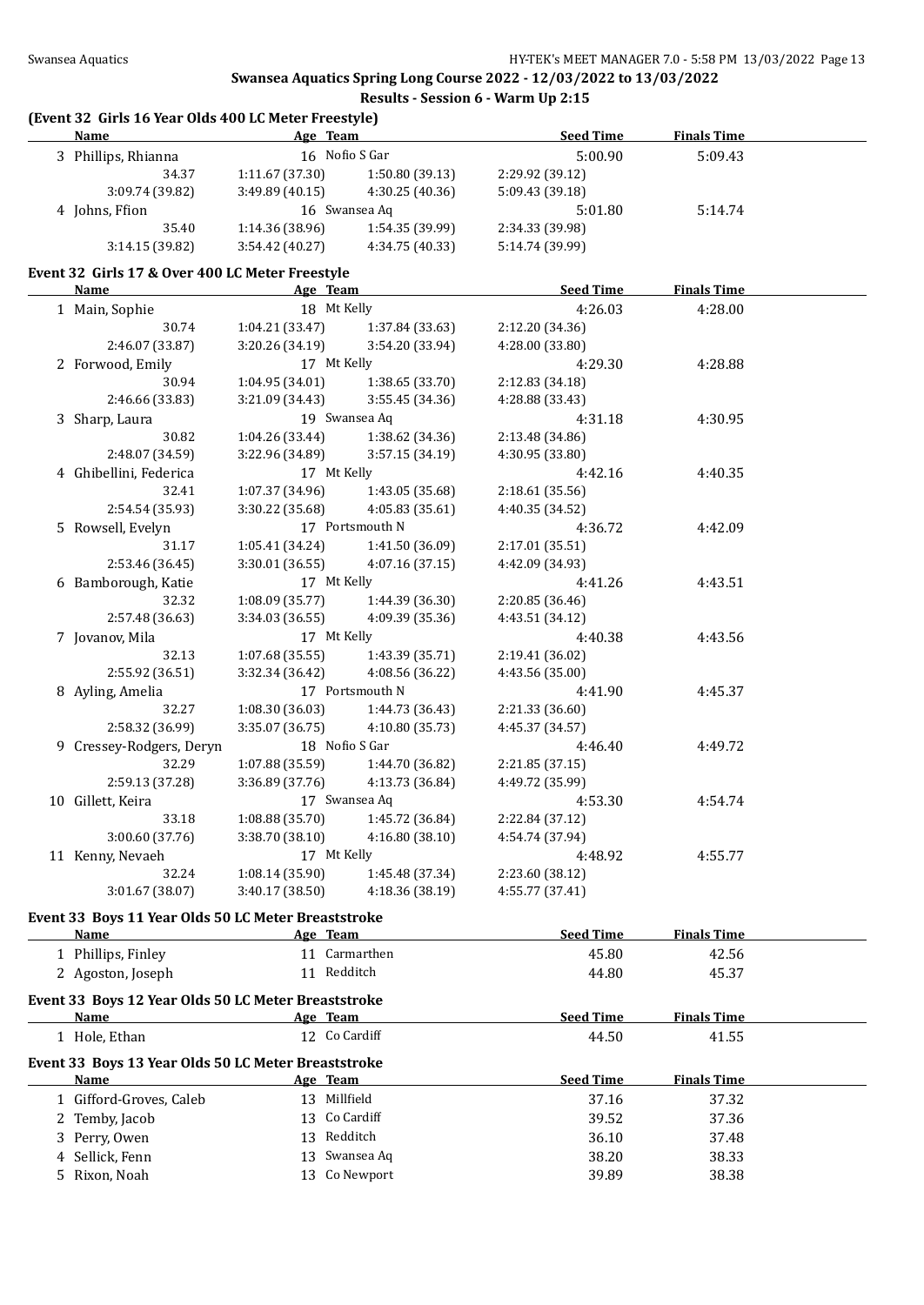## Swansea Aquatics Spring Long Course 2022 - 12/03/2022 to 13/03/2022

### Results - Session 6 - Warm Up 2:15

#### (Event 32 Girls 16 Year Olds 400 LC Meter Freestyle)

| Name | Age | Team | | Seed Time | Finals Time |
|---|---|---|---|---|---|
| 3 Phillips, Rhianna | 16 | Nofio S Gar | | 5:00.90 | 5:09.43 |
| 34.37 | 1:11.67 (37.30) | 1:50.80 (39.13) | 2:29.92 (39.12) | | |
| 3:09.74 (39.82) | 3:49.89 (40.15) | 4:30.25 (40.36) | 5:09.43 (39.18) | | |
| 4 Johns, Ffion | 16 | Swansea Aq | | 5:01.80 | 5:14.74 |
| 35.40 | 1:14.36 (38.96) | 1:54.35 (39.99) | 2:34.33 (39.98) | | |
| 3:14.15 (39.82) | 3:54.42 (40.27) | 4:34.75 (40.33) | 5:14.74 (39.99) | | |

#### Event 32 Girls 17 & Over 400 LC Meter Freestyle

| Name | Age | Team | | Seed Time | Finals Time |
|---|---|---|---|---|---|
| 1 Main, Sophie | 18 | Mt Kelly | | 4:26.03 | 4:28.00 |
| 30.74 | 1:04.21 (33.47) | 1:37.84 (33.63) | 2:12.20 (34.36) | | |
| 2:46.07 (33.87) | 3:20.26 (34.19) | 3:54.20 (33.94) | 4:28.00 (33.80) | | |
| 2 Forwood, Emily | 17 | Mt Kelly | | 4:29.30 | 4:28.88 |
| 30.94 | 1:04.95 (34.01) | 1:38.65 (33.70) | 2:12.83 (34.18) | | |
| 2:46.66 (33.83) | 3:21.09 (34.43) | 3:55.45 (34.36) | 4:28.88 (33.43) | | |
| 3 Sharp, Laura | 19 | Swansea Aq | | 4:31.18 | 4:30.95 |
| 30.82 | 1:04.26 (33.44) | 1:38.62 (34.36) | 2:13.48 (34.86) | | |
| 2:48.07 (34.59) | 3:22.96 (34.89) | 3:57.15 (34.19) | 4:30.95 (33.80) | | |
| 4 Ghibellini, Federica | 17 | Mt Kelly | | 4:42.16 | 4:40.35 |
| 32.41 | 1:07.37 (34.96) | 1:43.05 (35.68) | 2:18.61 (35.56) | | |
| 2:54.54 (35.93) | 3:30.22 (35.68) | 4:05.83 (35.61) | 4:40.35 (34.52) | | |
| 5 Rowsell, Evelyn | 17 | Portsmouth N | | 4:36.72 | 4:42.09 |
| 31.17 | 1:05.41 (34.24) | 1:41.50 (36.09) | 2:17.01 (35.51) | | |
| 2:53.46 (36.45) | 3:30.01 (36.55) | 4:07.16 (37.15) | 4:42.09 (34.93) | | |
| 6 Bamborough, Katie | 17 | Mt Kelly | | 4:41.26 | 4:43.51 |
| 32.32 | 1:08.09 (35.77) | 1:44.39 (36.30) | 2:20.85 (36.46) | | |
| 2:57.48 (36.63) | 3:34.03 (36.55) | 4:09.39 (35.36) | 4:43.51 (34.12) | | |
| 7 Jovanov, Mila | 17 | Mt Kelly | | 4:40.38 | 4:43.56 |
| 32.13 | 1:07.68 (35.55) | 1:43.39 (35.71) | 2:19.41 (36.02) | | |
| 2:55.92 (36.51) | 3:32.34 (36.42) | 4:08.56 (36.22) | 4:43.56 (35.00) | | |
| 8 Ayling, Amelia | 17 | Portsmouth N | | 4:41.90 | 4:45.37 |
| 32.27 | 1:08.30 (36.03) | 1:44.73 (36.43) | 2:21.33 (36.60) | | |
| 2:58.32 (36.99) | 3:35.07 (36.75) | 4:10.80 (35.73) | 4:45.37 (34.57) | | |
| 9 Cressey-Rodgers, Deryn | 18 | Nofio S Gar | | 4:46.40 | 4:49.72 |
| 32.29 | 1:07.88 (35.59) | 1:44.70 (36.82) | 2:21.85 (37.15) | | |
| 2:59.13 (37.28) | 3:36.89 (37.76) | 4:13.73 (36.84) | 4:49.72 (35.99) | | |
| 10 Gillett, Keira | 17 | Swansea Aq | | 4:53.30 | 4:54.74 |
| 33.18 | 1:08.88 (35.70) | 1:45.72 (36.84) | 2:22.84 (37.12) | | |
| 3:00.60 (37.76) | 3:38.70 (38.10) | 4:16.80 (38.10) | 4:54.74 (37.94) | | |
| 11 Kenny, Nevaeh | 17 | Mt Kelly | | 4:48.92 | 4:55.77 |
| 32.24 | 1:08.14 (35.90) | 1:45.48 (37.34) | 2:23.60 (38.12) | | |
| 3:01.67 (38.07) | 3:40.17 (38.50) | 4:18.36 (38.19) | 4:55.77 (37.41) | | |

#### Event 33 Boys 11 Year Olds 50 LC Meter Breaststroke

| Name | Age | Team | Seed Time | Finals Time |
|---|---|---|---|---|
| 1 Phillips, Finley | 11 | Carmarthen | 45.80 | 42.56 |
| 2 Agoston, Joseph | 11 | Redditch | 44.80 | 45.37 |

#### Event 33 Boys 12 Year Olds 50 LC Meter Breaststroke

| Name | Age | Team | Seed Time | Finals Time |
|---|---|---|---|---|
| 1 Hole, Ethan | 12 | Co Cardiff | 44.50 | 41.55 |

#### Event 33 Boys 13 Year Olds 50 LC Meter Breaststroke

| Name | Age | Team | Seed Time | Finals Time |
|---|---|---|---|---|
| 1 Gifford-Groves, Caleb | 13 | Millfield | 37.16 | 37.32 |
| 2 Temby, Jacob | 13 | Co Cardiff | 39.52 | 37.36 |
| 3 Perry, Owen | 13 | Redditch | 36.10 | 37.48 |
| 4 Sellick, Fenn | 13 | Swansea Aq | 38.20 | 38.33 |
| 5 Rixon, Noah | 13 | Co Newport | 39.89 | 38.38 |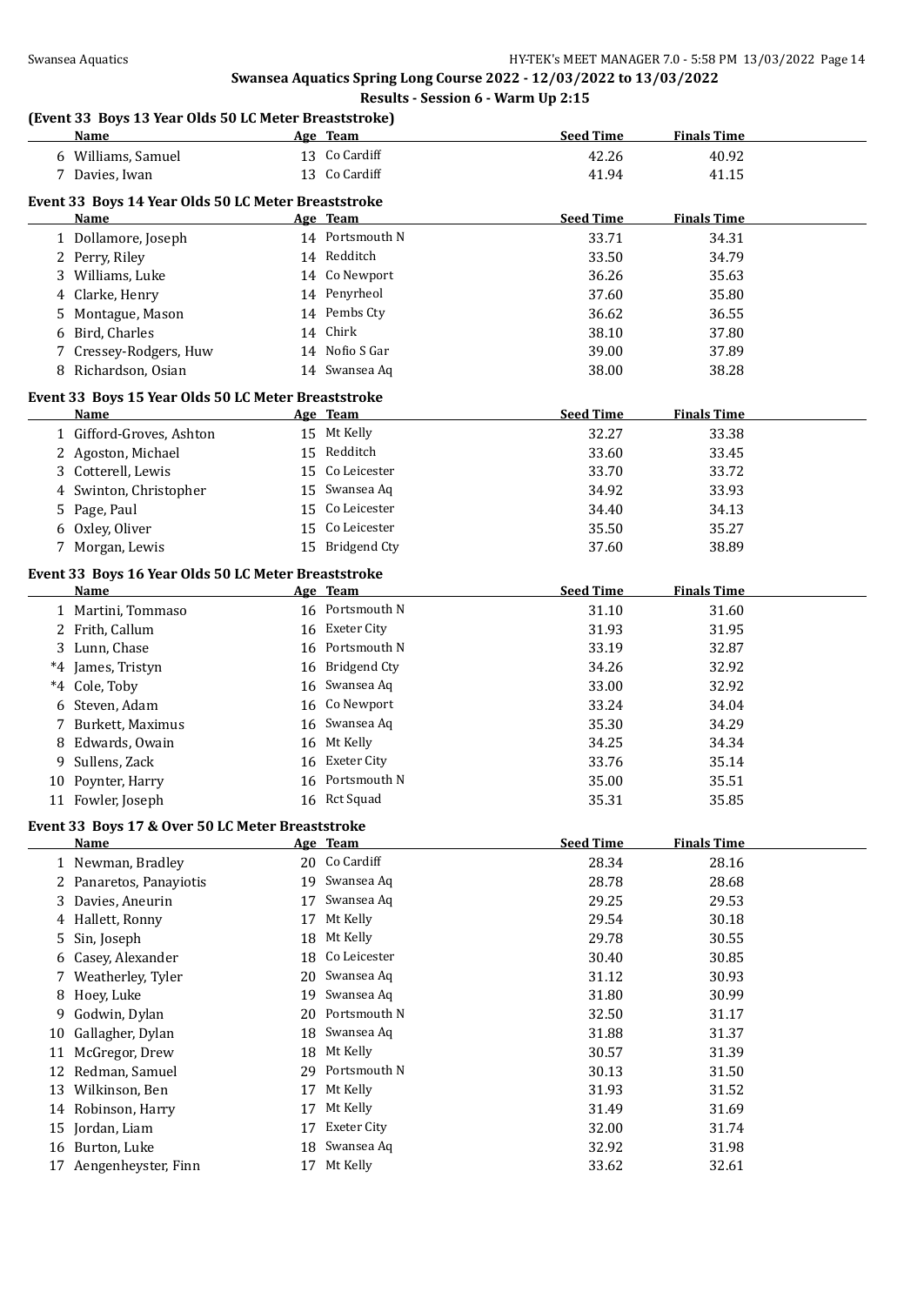**Swansea Aquatics Spring Long Course 2022 - 12/03/2022 to 13/03/2022**

**Results - Session 6 - Warm Up 2:15**

### (Event 33 Boys 13 Year Olds 50 LC Meter Breaststroke)

| | Name | Age | Team | Seed Time | Finals Time |
|---|---|---|---|---|---|
| 6 | Williams, Samuel | 13 | Co Cardiff | 42.26 | 40.92 |
| 7 | Davies, Iwan | 13 | Co Cardiff | 41.94 | 41.15 |

### Event 33 Boys 14 Year Olds 50 LC Meter Breaststroke

| | Name | Age | Team | Seed Time | Finals Time |
|---|---|---|---|---|---|
| 1 | Dollamore, Joseph | 14 | Portsmouth N | 33.71 | 34.31 |
| 2 | Perry, Riley | 14 | Redditch | 33.50 | 34.79 |
| 3 | Williams, Luke | 14 | Co Newport | 36.26 | 35.63 |
| 4 | Clarke, Henry | 14 | Penyrheol | 37.60 | 35.80 |
| 5 | Montague, Mason | 14 | Pembs Cty | 36.62 | 36.55 |
| 6 | Bird, Charles | 14 | Chirk | 38.10 | 37.80 |
| 7 | Cressey-Rodgers, Huw | 14 | Nofio S Gar | 39.00 | 37.89 |
| 8 | Richardson, Osian | 14 | Swansea Aq | 38.00 | 38.28 |

### Event 33 Boys 15 Year Olds 50 LC Meter Breaststroke

| | Name | Age | Team | Seed Time | Finals Time |
|---|---|---|---|---|---|
| 1 | Gifford-Groves, Ashton | 15 | Mt Kelly | 32.27 | 33.38 |
| 2 | Agoston, Michael | 15 | Redditch | 33.60 | 33.45 |
| 3 | Cotterell, Lewis | 15 | Co Leicester | 33.70 | 33.72 |
| 4 | Swinton, Christopher | 15 | Swansea Aq | 34.92 | 33.93 |
| 5 | Page, Paul | 15 | Co Leicester | 34.40 | 34.13 |
| 6 | Oxley, Oliver | 15 | Co Leicester | 35.50 | 35.27 |
| 7 | Morgan, Lewis | 15 | Bridgend Cty | 37.60 | 38.89 |

### Event 33 Boys 16 Year Olds 50 LC Meter Breaststroke

| | Name | Age | Team | Seed Time | Finals Time |
|---|---|---|---|---|---|
| 1 | Martini, Tommaso | 16 | Portsmouth N | 31.10 | 31.60 |
| 2 | Frith, Callum | 16 | Exeter City | 31.93 | 31.95 |
| 3 | Lunn, Chase | 16 | Portsmouth N | 33.19 | 32.87 |
| *4 | James, Tristyn | 16 | Bridgend Cty | 34.26 | 32.92 |
| *4 | Cole, Toby | 16 | Swansea Aq | 33.00 | 32.92 |
| 6 | Steven, Adam | 16 | Co Newport | 33.24 | 34.04 |
| 7 | Burkett, Maximus | 16 | Swansea Aq | 35.30 | 34.29 |
| 8 | Edwards, Owain | 16 | Mt Kelly | 34.25 | 34.34 |
| 9 | Sullens, Zack | 16 | Exeter City | 33.76 | 35.14 |
| 10 | Poynter, Harry | 16 | Portsmouth N | 35.00 | 35.51 |
| 11 | Fowler, Joseph | 16 | Rct Squad | 35.31 | 35.85 |

### Event 33 Boys 17 & Over 50 LC Meter Breaststroke

| | Name | Age | Team | Seed Time | Finals Time |
|---|---|---|---|---|---|
| 1 | Newman, Bradley | 20 | Co Cardiff | 28.34 | 28.16 |
| 2 | Panaretos, Panayiotis | 19 | Swansea Aq | 28.78 | 28.68 |
| 3 | Davies, Aneurin | 17 | Swansea Aq | 29.25 | 29.53 |
| 4 | Hallett, Ronny | 17 | Mt Kelly | 29.54 | 30.18 |
| 5 | Sin, Joseph | 18 | Mt Kelly | 29.78 | 30.55 |
| 6 | Casey, Alexander | 18 | Co Leicester | 30.40 | 30.85 |
| 7 | Weatherley, Tyler | 20 | Swansea Aq | 31.12 | 30.93 |
| 8 | Hoey, Luke | 19 | Swansea Aq | 31.80 | 30.99 |
| 9 | Godwin, Dylan | 20 | Portsmouth N | 32.50 | 31.17 |
| 10 | Gallagher, Dylan | 18 | Swansea Aq | 31.88 | 31.37 |
| 11 | McGregor, Drew | 18 | Mt Kelly | 30.57 | 31.39 |
| 12 | Redman, Samuel | 29 | Portsmouth N | 30.13 | 31.50 |
| 13 | Wilkinson, Ben | 17 | Mt Kelly | 31.93 | 31.52 |
| 14 | Robinson, Harry | 17 | Mt Kelly | 31.49 | 31.69 |
| 15 | Jordan, Liam | 17 | Exeter City | 32.00 | 31.74 |
| 16 | Burton, Luke | 18 | Swansea Aq | 32.92 | 31.98 |
| 17 | Aengenheyster, Finn | 17 | Mt Kelly | 33.62 | 32.61 |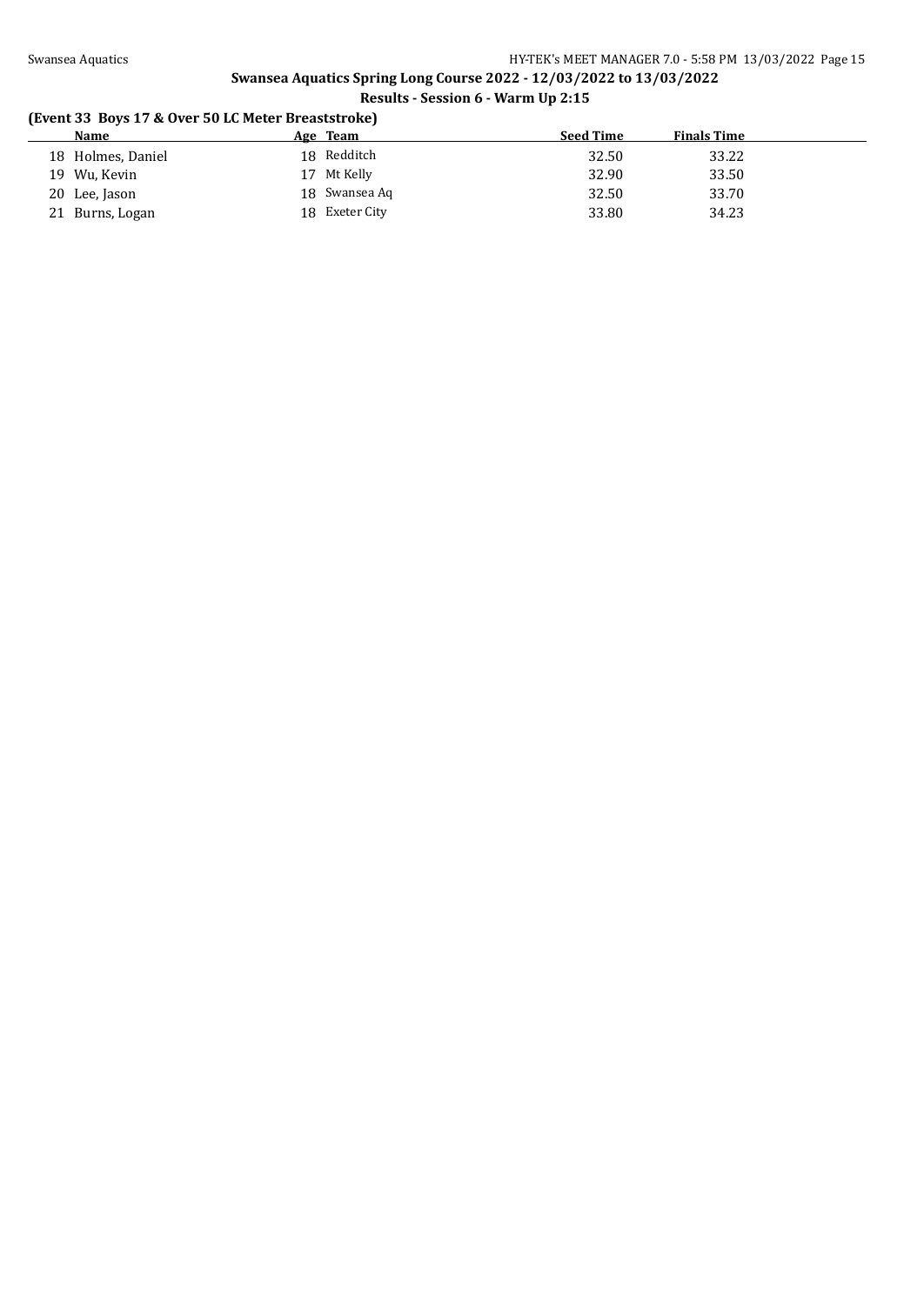## Swansea Aquatics Spring Long Course 2022 - 12/03/2022 to 13/03/2022

### Results - Session 6 - Warm Up 2:15

**(Event 33 Boys 17 & Over 50 LC Meter Breaststroke)**

| | Name | Age | Team | Seed Time | Finals Time |
|---|---|---|---|---|---|
| 18 | Holmes, Daniel | 18 | Redditch | 32.50 | 33.22 |
| 19 | Wu, Kevin | 17 | Mt Kelly | 32.90 | 33.50 |
| 20 | Lee, Jason | 18 | Swansea Aq | 32.50 | 33.70 |
| 21 | Burns, Logan | 18 | Exeter City | 33.80 | 34.23 |